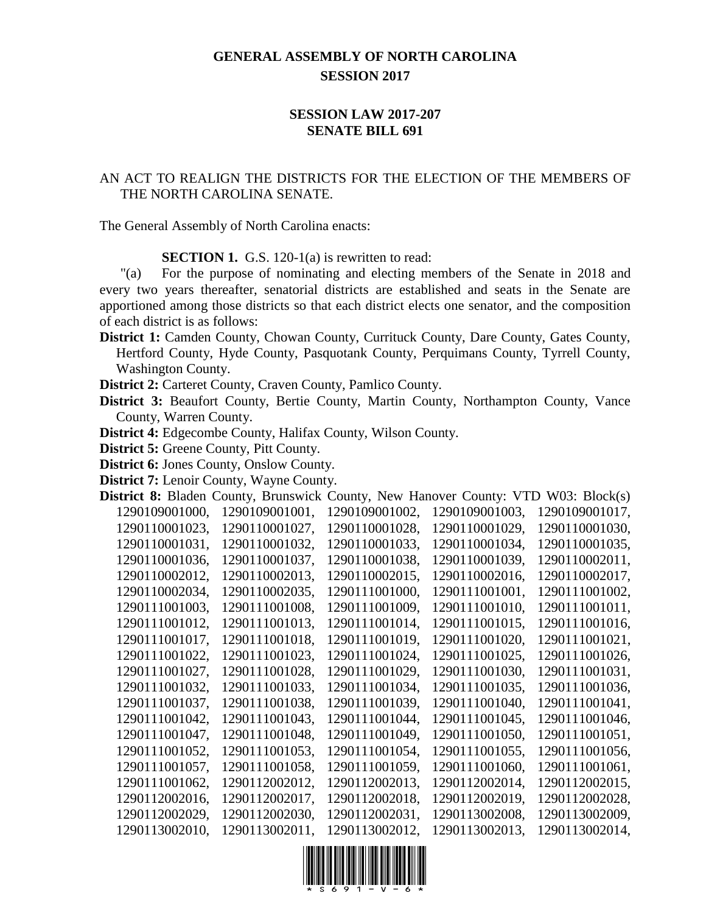# GENERAL ASSEMBLY OF NORTH CAROLINA
## SESSION 2017

## SESSION LAW 2017-207
## SENATE BILL 691

AN ACT TO REALIGN THE DISTRICTS FOR THE ELECTION OF THE MEMBERS OF THE NORTH CAROLINA SENATE.

The General Assembly of North Carolina enacts:

**SECTION 1.** G.S. 120-1(a) is rewritten to read:

"(a) For the purpose of nominating and electing members of the Senate in 2018 and every two years thereafter, senatorial districts are established and seats in the Senate are apportioned among those districts so that each district elects one senator, and the composition of each district is as follows:

**District 1:** Camden County, Chowan County, Currituck County, Dare County, Gates County, Hertford County, Hyde County, Pasquotank County, Perquimans County, Tyrrell County, Washington County.

**District 2:** Carteret County, Craven County, Pamlico County.

**District 3:** Beaufort County, Bertie County, Martin County, Northampton County, Vance County, Warren County.

**District 4:** Edgecombe County, Halifax County, Wilson County.

**District 5:** Greene County, Pitt County.

**District 6:** Jones County, Onslow County.

**District 7:** Lenoir County, Wayne County.

**District 8:** Bladen County, Brunswick County, New Hanover County: VTD W03: Block(s) 1290109001000, 1290109001001, 1290109001002, 1290109001003, 1290109001017, 1290110001023, 1290110001027, 1290110001028, 1290110001029, 1290110001030, 1290110001031, 1290110001032, 1290110001033, 1290110001034, 1290110001035, 1290110001036, 1290110001037, 1290110001038, 1290110001039, 1290110002011, 1290110002012, 1290110002013, 1290110002015, 1290110002016, 1290110002017, 1290110002034, 1290110002035, 1290111001000, 1290111001001, 1290111001002, 1290111001003, 1290111001008, 1290111001009, 1290111001010, 1290111001011, 1290111001012, 1290111001013, 1290111001014, 1290111001015, 1290111001016, 1290111001017, 1290111001018, 1290111001019, 1290111001020, 1290111001021, 1290111001022, 1290111001023, 1290111001024, 1290111001025, 1290111001026, 1290111001027, 1290111001028, 1290111001029, 1290111001030, 1290111001031, 1290111001032, 1290111001033, 1290111001034, 1290111001035, 1290111001036, 1290111001037, 1290111001038, 1290111001039, 1290111001040, 1290111001041, 1290111001042, 1290111001043, 1290111001044, 1290111001045, 1290111001046, 1290111001047, 1290111001048, 1290111001049, 1290111001050, 1290111001051, 1290111001052, 1290111001053, 1290111001054, 1290111001055, 1290111001056, 1290111001057, 1290111001058, 1290111001059, 1290111001060, 1290111001061, 1290111001062, 1290112002012, 1290112002013, 1290112002014, 1290112002015, 1290112002016, 1290112002017, 1290112002018, 1290112002019, 1290112002028, 1290112002029, 1290112002030, 1290112002031, 1290113002008, 1290113002009, 1290113002010, 1290113002011, 1290113002012, 1290113002013, 1290113002014,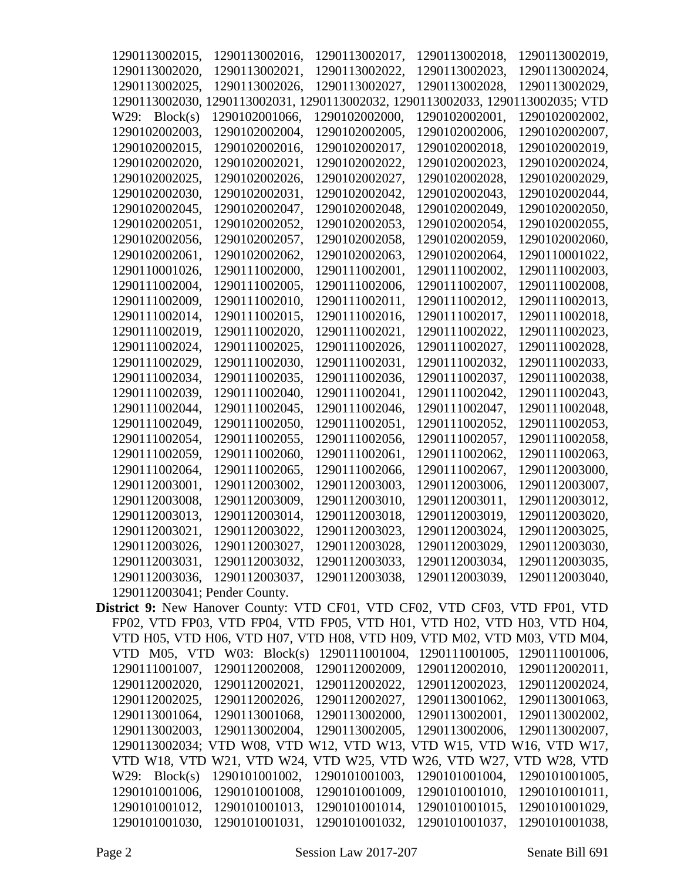1290113002015, 1290113002016, 1290113002017, 1290113002018, 1290113002019, 1290113002020, 1290113002021, 1290113002022, 1290113002023, 1290113002024, 1290113002025, 1290113002026, 1290113002027, 1290113002028, 1290113002029, 1290113002030, 1290113002031, 1290113002032, 1290113002033, 1290113002035; VTD W29: Block(s) 1290102001066, 1290102002000, 1290102002001, 1290102002002, 1290102002003, 1290102002004, 1290102002005, 1290102002006, 1290102002007, 1290102002015, 1290102002016, 1290102002017, 1290102002018, 1290102002019, 1290102002020, 1290102002021, 1290102002022, 1290102002023, 1290102002024, 1290102002025, 1290102002026, 1290102002027, 1290102002028, 1290102002029, 1290102002030, 1290102002031, 1290102002042, 1290102002043, 1290102002044, 1290102002045, 1290102002047, 1290102002048, 1290102002049, 1290102002050, 1290102002051, 1290102002052, 1290102002053, 1290102002054, 1290102002055, 1290102002056, 1290102002057, 1290102002058, 1290102002059, 1290102002060, 1290102002061, 1290102002062, 1290102002063, 1290102002064, 1290110001022, 1290110001026, 1290111002000, 1290111002001, 1290111002002, 1290111002003, 1290111002004, 1290111002005, 1290111002006, 1290111002007, 1290111002008, 1290111002009, 1290111002010, 1290111002011, 1290111002012, 1290111002013, 1290111002014, 1290111002015, 1290111002016, 1290111002017, 1290111002018, 1290111002019, 1290111002020, 1290111002021, 1290111002022, 1290111002023, 1290111002024, 1290111002025, 1290111002026, 1290111002027, 1290111002028, 1290111002029, 1290111002030, 1290111002031, 1290111002032, 1290111002033, 1290111002034, 1290111002035, 1290111002036, 1290111002037, 1290111002038, 1290111002039, 1290111002040, 1290111002041, 1290111002042, 1290111002043, 1290111002044, 1290111002045, 1290111002046, 1290111002047, 1290111002048, 1290111002049, 1290111002050, 1290111002051, 1290111002052, 1290111002053, 1290111002054, 1290111002055, 1290111002056, 1290111002057, 1290111002058, 1290111002059, 1290111002060, 1290111002061, 1290111002062, 1290111002063, 1290111002064, 1290111002065, 1290111002066, 1290111002067, 1290112003000, 1290112003001, 1290112003002, 1290112003003, 1290112003006, 1290112003007, 1290112003008, 1290112003009, 1290112003010, 1290112003011, 1290112003012, 1290112003013, 1290112003014, 1290112003018, 1290112003019, 1290112003020, 1290112003021, 1290112003022, 1290112003023, 1290112003024, 1290112003025, 1290112003026, 1290112003027, 1290112003028, 1290112003029, 1290112003030, 1290112003031, 1290112003032, 1290112003033, 1290112003034, 1290112003035, 1290112003036, 1290112003037, 1290112003038, 1290112003039, 1290112003040, 1290112003041; Pender County.

**District 9:** New Hanover County: VTD CF01, VTD CF02, VTD CF03, VTD FP01, VTD FP02, VTD FP03, VTD FP04, VTD FP05, VTD H01, VTD H02, VTD H03, VTD H04, VTD H05, VTD H06, VTD H07, VTD H08, VTD H09, VTD M02, VTD M03, VTD M04, VTD M05, VTD W03: Block(s) 1290111001004, 1290111001005, 1290111001006, 1290111001007, 1290112002008, 1290112002009, 1290112002010, 1290112002011, 1290112002020, 1290112002021, 1290112002022, 1290112002023, 1290112002024, 1290112002025, 1290112002026, 1290112002027, 1290113001062, 1290113001063, 1290113001064, 1290113001068, 1290113002000, 1290113002001, 1290113002002, 1290113002003, 1290113002004, 1290113002005, 1290113002006, 1290113002007, 1290113002034; VTD W08, VTD W12, VTD W13, VTD W15, VTD W16, VTD W17, VTD W18, VTD W21, VTD W24, VTD W25, VTD W26, VTD W27, VTD W28, VTD W29: Block(s) 1290101001002, 1290101001003, 1290101001004, 1290101001005, 1290101001006, 1290101001008, 1290101001009, 1290101001010, 1290101001011, 1290101001012, 1290101001013, 1290101001014, 1290101001015, 1290101001029, 1290101001030, 1290101001031, 1290101001032, 1290101001037, 1290101001038,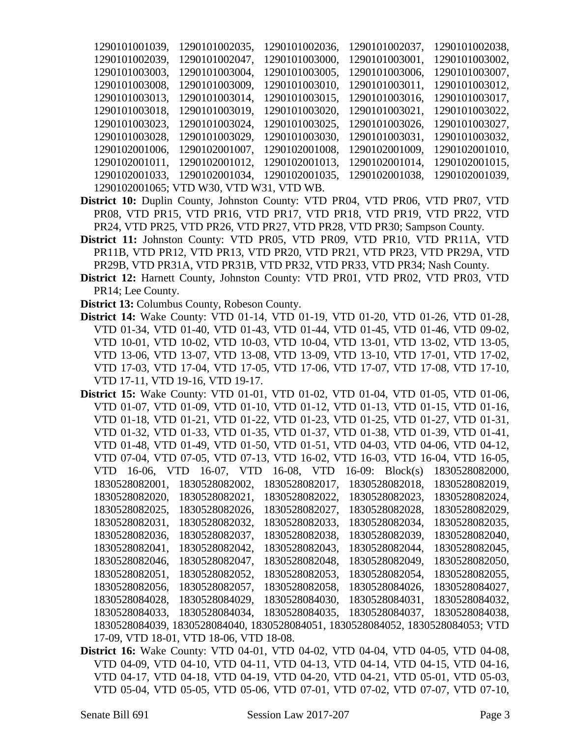1290101001039, 1290101002035, 1290101002036, 1290101002037, 1290101002038, 1290101002039, 1290101002047, 1290101003000, 1290101003001, 1290101003002, 1290101003003, 1290101003004, 1290101003005, 1290101003006, 1290101003007, 1290101003008, 1290101003009, 1290101003010, 1290101003011, 1290101003012, 1290101003013, 1290101003014, 1290101003015, 1290101003016, 1290101003017, 1290101003018, 1290101003019, 1290101003020, 1290101003021, 1290101003022, 1290101003023, 1290101003024, 1290101003025, 1290101003026, 1290101003027, 1290101003028, 1290101003029, 1290101003030, 1290101003031, 1290101003032, 1290102001006, 1290102001007, 1290102001008, 1290102001009, 1290102001010, 1290102001011, 1290102001012, 1290102001013, 1290102001014, 1290102001015, 1290102001033, 1290102001034, 1290102001035, 1290102001038, 1290102001039, 1290102001065; VTD W30, VTD W31, VTD WB.

**District 10:** Duplin County, Johnston County: VTD PR04, VTD PR06, VTD PR07, VTD PR08, VTD PR15, VTD PR16, VTD PR17, VTD PR18, VTD PR19, VTD PR22, VTD PR24, VTD PR25, VTD PR26, VTD PR27, VTD PR28, VTD PR30; Sampson County.

**District 11:** Johnston County: VTD PR05, VTD PR09, VTD PR10, VTD PR11A, VTD PR11B, VTD PR12, VTD PR13, VTD PR20, VTD PR21, VTD PR23, VTD PR29A, VTD PR29B, VTD PR31A, VTD PR31B, VTD PR32, VTD PR33, VTD PR34; Nash County.

**District 12:** Harnett County, Johnston County: VTD PR01, VTD PR02, VTD PR03, VTD PR14; Lee County.

**District 13:** Columbus County, Robeson County.

**District 14:** Wake County: VTD 01-14, VTD 01-19, VTD 01-20, VTD 01-26, VTD 01-28, VTD 01-34, VTD 01-40, VTD 01-43, VTD 01-44, VTD 01-45, VTD 01-46, VTD 09-02, VTD 10-01, VTD 10-02, VTD 10-03, VTD 10-04, VTD 13-01, VTD 13-02, VTD 13-05, VTD 13-06, VTD 13-07, VTD 13-08, VTD 13-09, VTD 13-10, VTD 17-01, VTD 17-02, VTD 17-03, VTD 17-04, VTD 17-05, VTD 17-06, VTD 17-07, VTD 17-08, VTD 17-10, VTD 17-11, VTD 19-16, VTD 19-17.

**District 15:** Wake County: VTD 01-01, VTD 01-02, VTD 01-04, VTD 01-05, VTD 01-06, VTD 01-07, VTD 01-09, VTD 01-10, VTD 01-12, VTD 01-13, VTD 01-15, VTD 01-16, VTD 01-18, VTD 01-21, VTD 01-22, VTD 01-23, VTD 01-25, VTD 01-27, VTD 01-31, VTD 01-32, VTD 01-33, VTD 01-35, VTD 01-37, VTD 01-38, VTD 01-39, VTD 01-41, VTD 01-48, VTD 01-49, VTD 01-50, VTD 01-51, VTD 04-03, VTD 04-06, VTD 04-12, VTD 07-04, VTD 07-05, VTD 07-13, VTD 16-02, VTD 16-03, VTD 16-04, VTD 16-05, VTD 16-06, VTD 16-07, VTD 16-08, VTD 16-09: Block(s) 1830528082000, 1830528082001, 1830528082002, 1830528082017, 1830528082018, 1830528082019, 1830528082020, 1830528082021, 1830528082022, 1830528082023, 1830528082024, 1830528082025, 1830528082026, 1830528082027, 1830528082028, 1830528082029, 1830528082031, 1830528082032, 1830528082033, 1830528082034, 1830528082035, 1830528082036, 1830528082037, 1830528082038, 1830528082039, 1830528082040, 1830528082041, 1830528082042, 1830528082043, 1830528082044, 1830528082045, 1830528082046, 1830528082047, 1830528082048, 1830528082049, 1830528082050, 1830528082051, 1830528082052, 1830528082053, 1830528082054, 1830528082055, 1830528082056, 1830528082057, 1830528082058, 1830528084026, 1830528084027, 1830528084028, 1830528084029, 1830528084030, 1830528084031, 1830528084032, 1830528084033, 1830528084034, 1830528084035, 1830528084037, 1830528084038, 1830528084039, 1830528084040, 1830528084051, 1830528084052, 1830528084053; VTD 17-09, VTD 18-01, VTD 18-06, VTD 18-08.

**District 16:** Wake County: VTD 04-01, VTD 04-02, VTD 04-04, VTD 04-05, VTD 04-08, VTD 04-09, VTD 04-10, VTD 04-11, VTD 04-13, VTD 04-14, VTD 04-15, VTD 04-16, VTD 04-17, VTD 04-18, VTD 04-19, VTD 04-20, VTD 04-21, VTD 05-01, VTD 05-03, VTD 05-04, VTD 05-05, VTD 05-06, VTD 07-01, VTD 07-02, VTD 07-07, VTD 07-10,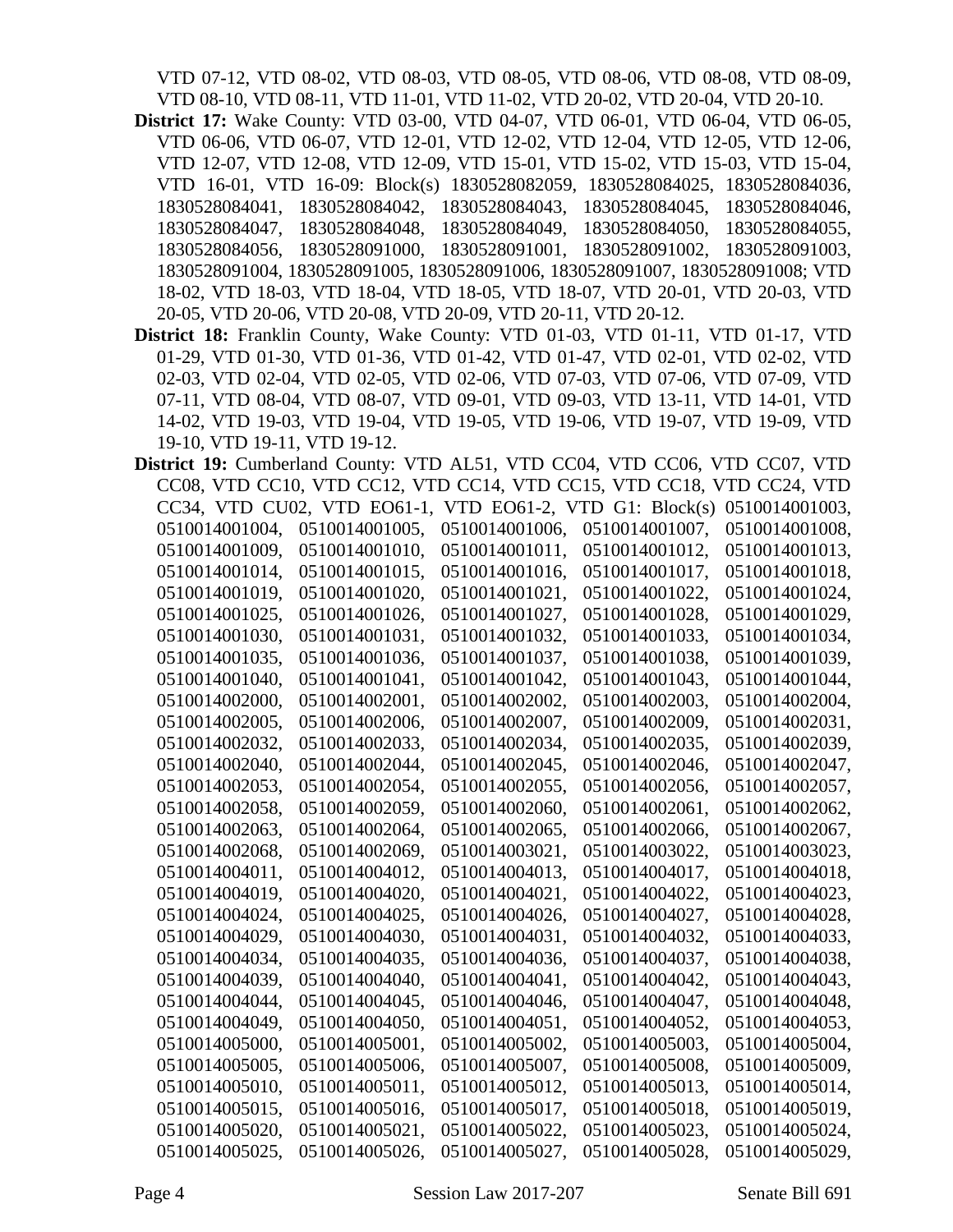VTD 07-12, VTD 08-02, VTD 08-03, VTD 08-05, VTD 08-06, VTD 08-08, VTD 08-09, VTD 08-10, VTD 08-11, VTD 11-01, VTD 11-02, VTD 20-02, VTD 20-04, VTD 20-10.

**District 17:** Wake County: VTD 03-00, VTD 04-07, VTD 06-01, VTD 06-04, VTD 06-05, VTD 06-06, VTD 06-07, VTD 12-01, VTD 12-02, VTD 12-04, VTD 12-05, VTD 12-06, VTD 12-07, VTD 12-08, VTD 12-09, VTD 15-01, VTD 15-02, VTD 15-03, VTD 15-04, VTD 16-01, VTD 16-09: Block(s) 1830528082059, 1830528084025, 1830528084036, 1830528084041, 1830528084042, 1830528084043, 1830528084045, 1830528084046, 1830528084047, 1830528084048, 1830528084049, 1830528084050, 1830528084055, 1830528084056, 1830528091000, 1830528091001, 1830528091002, 1830528091003, 1830528091004, 1830528091005, 1830528091006, 1830528091007, 1830528091008; VTD 18-02, VTD 18-03, VTD 18-04, VTD 18-05, VTD 18-07, VTD 20-01, VTD 20-03, VTD 20-05, VTD 20-06, VTD 20-08, VTD 20-09, VTD 20-11, VTD 20-12.

**District 18:** Franklin County, Wake County: VTD 01-03, VTD 01-11, VTD 01-17, VTD 01-29, VTD 01-30, VTD 01-36, VTD 01-42, VTD 01-47, VTD 02-01, VTD 02-02, VTD 02-03, VTD 02-04, VTD 02-05, VTD 02-06, VTD 07-03, VTD 07-06, VTD 07-09, VTD 07-11, VTD 08-04, VTD 08-07, VTD 09-01, VTD 09-03, VTD 13-11, VTD 14-01, VTD 14-02, VTD 19-03, VTD 19-04, VTD 19-05, VTD 19-06, VTD 19-07, VTD 19-09, VTD 19-10, VTD 19-11, VTD 19-12.

**District 19:** Cumberland County: VTD AL51, VTD CC04, VTD CC06, VTD CC07, VTD CC08, VTD CC10, VTD CC12, VTD CC14, VTD CC15, VTD CC18, VTD CC24, VTD CC34, VTD CU02, VTD EO61-1, VTD EO61-2, VTD G1: Block(s) 0510014001003, 0510014001004, 0510014001005, 0510014001006, 0510014001007, 0510014001008, 0510014001009, 0510014001010, 0510014001011, 0510014001012, 0510014001013, 0510014001014, 0510014001015, 0510014001016, 0510014001017, 0510014001018, 0510014001019, 0510014001020, 0510014001021, 0510014001022, 0510014001024, 0510014001025, 0510014001026, 0510014001027, 0510014001028, 0510014001029, 0510014001030, 0510014001031, 0510014001032, 0510014001033, 0510014001034, 0510014001035, 0510014001036, 0510014001037, 0510014001038, 0510014001039, 0510014001040, 0510014001041, 0510014001042, 0510014001043, 0510014001044, 0510014002000, 0510014002001, 0510014002002, 0510014002003, 0510014002004, 0510014002005, 0510014002006, 0510014002007, 0510014002009, 0510014002031, 0510014002032, 0510014002033, 0510014002034, 0510014002035, 0510014002039, 0510014002040, 0510014002044, 0510014002045, 0510014002046, 0510014002047, 0510014002053, 0510014002054, 0510014002055, 0510014002056, 0510014002057, 0510014002058, 0510014002059, 0510014002060, 0510014002061, 0510014002062, 0510014002063, 0510014002064, 0510014002065, 0510014002066, 0510014002067, 0510014002068, 0510014002069, 0510014003021, 0510014003022, 0510014003023, 0510014004011, 0510014004012, 0510014004013, 0510014004017, 0510014004018, 0510014004019, 0510014004020, 0510014004021, 0510014004022, 0510014004023, 0510014004024, 0510014004025, 0510014004026, 0510014004027, 0510014004028, 0510014004029, 0510014004030, 0510014004031, 0510014004032, 0510014004033, 0510014004034, 0510014004035, 0510014004036, 0510014004037, 0510014004038, 0510014004039, 0510014004040, 0510014004041, 0510014004042, 0510014004043, 0510014004044, 0510014004045, 0510014004046, 0510014004047, 0510014004048, 0510014004049, 0510014004050, 0510014004051, 0510014004052, 0510014004053, 0510014005000, 0510014005001, 0510014005002, 0510014005003, 0510014005004, 0510014005005, 0510014005006, 0510014005007, 0510014005008, 0510014005009, 0510014005010, 0510014005011, 0510014005012, 0510014005013, 0510014005014, 0510014005015, 0510014005016, 0510014005017, 0510014005018, 0510014005019, 0510014005020, 0510014005021, 0510014005022, 0510014005023, 0510014005024, 0510014005025, 0510014005026, 0510014005027, 0510014005028, 0510014005029,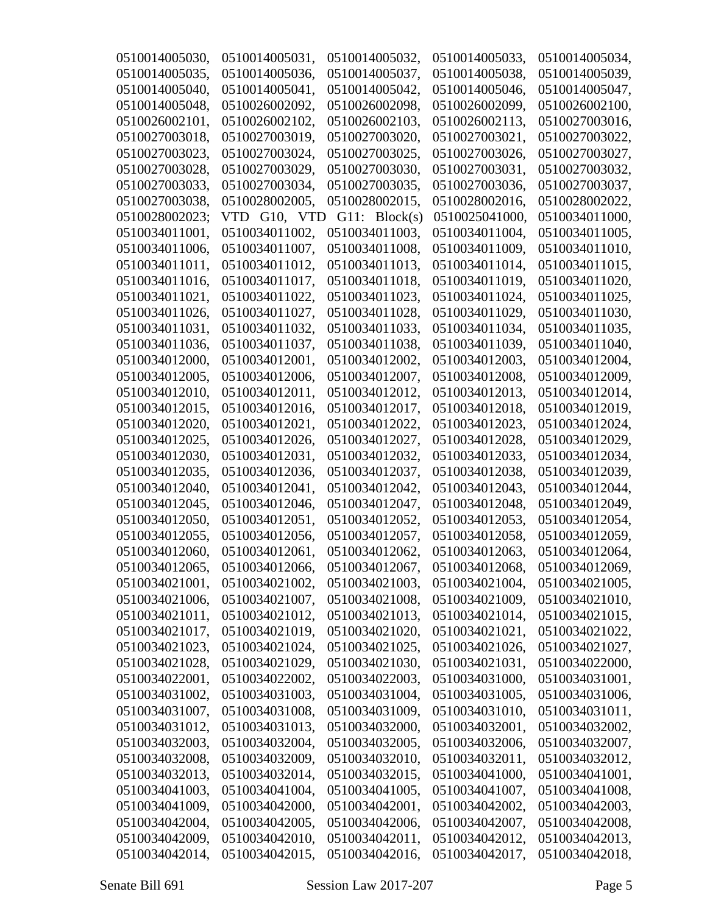0510014005030, 0510014005031, 0510014005032, 0510014005033, 0510014005034, 0510014005035, 0510014005036, 0510014005037, 0510014005038, 0510014005039, 0510014005040, 0510014005041, 0510014005042, 0510014005046, 0510014005047, 0510014005048, 0510026002092, 0510026002098, 0510026002099, 0510026002100, 0510026002101, 0510026002102, 0510026002103, 0510026002113, 0510027003016, 0510027003018, 0510027003019, 0510027003020, 0510027003021, 0510027003022, 0510027003023, 0510027003024, 0510027003025, 0510027003026, 0510027003027, 0510027003028, 0510027003029, 0510027003030, 0510027003031, 0510027003032, 0510027003033, 0510027003034, 0510027003035, 0510027003036, 0510027003037, 0510027003038, 0510028002005, 0510028002015, 0510028002016, 0510028002022, 0510028002023; VTD G10, VTD G11: Block(s) 0510025041000, 0510034011000, 0510034011001, 0510034011002, 0510034011003, 0510034011004, 0510034011005, 0510034011006, 0510034011007, 0510034011008, 0510034011009, 0510034011010, 0510034011011, 0510034011012, 0510034011013, 0510034011014, 0510034011015, 0510034011016, 0510034011017, 0510034011018, 0510034011019, 0510034011020, 0510034011021, 0510034011022, 0510034011023, 0510034011024, 0510034011025, 0510034011026, 0510034011027, 0510034011028, 0510034011029, 0510034011030, 0510034011031, 0510034011032, 0510034011033, 0510034011034, 0510034011035, 0510034011036, 0510034011037, 0510034011038, 0510034011039, 0510034011040, 0510034012000, 0510034012001, 0510034012002, 0510034012003, 0510034012004, 0510034012005, 0510034012006, 0510034012007, 0510034012008, 0510034012009, 0510034012010, 0510034012011, 0510034012012, 0510034012013, 0510034012014, 0510034012015, 0510034012016, 0510034012017, 0510034012018, 0510034012019, 0510034012020, 0510034012021, 0510034012022, 0510034012023, 0510034012024, 0510034012025, 0510034012026, 0510034012027, 0510034012028, 0510034012029, 0510034012030, 0510034012031, 0510034012032, 0510034012033, 0510034012034, 0510034012035, 0510034012036, 0510034012037, 0510034012038, 0510034012039, 0510034012040, 0510034012041, 0510034012042, 0510034012043, 0510034012044, 0510034012045, 0510034012046, 0510034012047, 0510034012048, 0510034012049, 0510034012050, 0510034012051, 0510034012052, 0510034012053, 0510034012054, 0510034012055, 0510034012056, 0510034012057, 0510034012058, 0510034012059, 0510034012060, 0510034012061, 0510034012062, 0510034012063, 0510034012064, 0510034012065, 0510034012066, 0510034012067, 0510034012068, 0510034012069, 0510034021001, 0510034021002, 0510034021003, 0510034021004, 0510034021005, 0510034021006, 0510034021007, 0510034021008, 0510034021009, 0510034021010, 0510034021011, 0510034021012, 0510034021013, 0510034021014, 0510034021015, 0510034021017, 0510034021019, 0510034021020, 0510034021021, 0510034021022, 0510034021023, 0510034021024, 0510034021025, 0510034021026, 0510034021027, 0510034021028, 0510034021029, 0510034021030, 0510034021031, 0510034022000, 0510034022001, 0510034022002, 0510034022003, 0510034031000, 0510034031001, 0510034031002, 0510034031003, 0510034031004, 0510034031005, 0510034031006, 0510034031007, 0510034031008, 0510034031009, 0510034031010, 0510034031011, 0510034031012, 0510034031013, 0510034032000, 0510034032001, 0510034032002, 0510034032003, 0510034032004, 0510034032005, 0510034032006, 0510034032007, 0510034032008, 0510034032009, 0510034032010, 0510034032011, 0510034032012, 0510034032013, 0510034032014, 0510034032015, 0510034041000, 0510034041001, 0510034041003, 0510034041004, 0510034041005, 0510034041007, 0510034041008, 0510034041009, 0510034042000, 0510034042001, 0510034042002, 0510034042003, 0510034042004, 0510034042005, 0510034042006, 0510034042007, 0510034042008, 0510034042009, 0510034042010, 0510034042011, 0510034042012, 0510034042013, 0510034042014, 0510034042015, 0510034042016, 0510034042017, 0510034042018,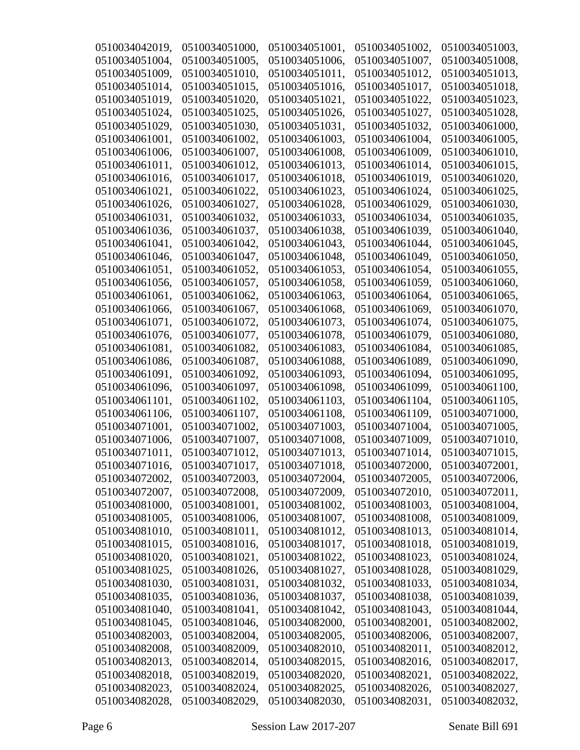0510034042019, 0510034051000, 0510034051001, 0510034051002, 0510034051003, 0510034051004, 0510034051005, 0510034051006, 0510034051007, 0510034051008, 0510034051009, 0510034051010, 0510034051011, 0510034051012, 0510034051013, 0510034051014, 0510034051015, 0510034051016, 0510034051017, 0510034051018, 0510034051019, 0510034051020, 0510034051021, 0510034051022, 0510034051023, 0510034051024, 0510034051025, 0510034051026, 0510034051027, 0510034051028, 0510034051029, 0510034051030, 0510034051031, 0510034051032, 0510034061000, 0510034061001, 0510034061002, 0510034061003, 0510034061004, 0510034061005, 0510034061006, 0510034061007, 0510034061008, 0510034061009, 0510034061010, 0510034061011, 0510034061012, 0510034061013, 0510034061014, 0510034061015, 0510034061016, 0510034061017, 0510034061018, 0510034061019, 0510034061020, 0510034061021, 0510034061022, 0510034061023, 0510034061024, 0510034061025, 0510034061026, 0510034061027, 0510034061028, 0510034061029, 0510034061030, 0510034061031, 0510034061032, 0510034061033, 0510034061034, 0510034061035, 0510034061036, 0510034061037, 0510034061038, 0510034061039, 0510034061040, 0510034061041, 0510034061042, 0510034061043, 0510034061044, 0510034061045, 0510034061046, 0510034061047, 0510034061048, 0510034061049, 0510034061050, 0510034061051, 0510034061052, 0510034061053, 0510034061054, 0510034061055, 0510034061056, 0510034061057, 0510034061058, 0510034061059, 0510034061060, 0510034061061, 0510034061062, 0510034061063, 0510034061064, 0510034061065, 0510034061066, 0510034061067, 0510034061068, 0510034061069, 0510034061070, 0510034061071, 0510034061072, 0510034061073, 0510034061074, 0510034061075, 0510034061076, 0510034061077, 0510034061078, 0510034061079, 0510034061080, 0510034061081, 0510034061082, 0510034061083, 0510034061084, 0510034061085, 0510034061086, 0510034061087, 0510034061088, 0510034061089, 0510034061090, 0510034061091, 0510034061092, 0510034061093, 0510034061094, 0510034061095, 0510034061096, 0510034061097, 0510034061098, 0510034061099, 0510034061100, 0510034061101, 0510034061102, 0510034061103, 0510034061104, 0510034061105, 0510034061106, 0510034061107, 0510034061108, 0510034061109, 0510034071000, 0510034071001, 0510034071002, 0510034071003, 0510034071004, 0510034071005, 0510034071006, 0510034071007, 0510034071008, 0510034071009, 0510034071010, 0510034071011, 0510034071012, 0510034071013, 0510034071014, 0510034071015, 0510034071016, 0510034071017, 0510034071018, 0510034072000, 0510034072001, 0510034072002, 0510034072003, 0510034072004, 0510034072005, 0510034072006, 0510034072007, 0510034072008, 0510034072009, 0510034072010, 0510034072011, 0510034081000, 0510034081001, 0510034081002, 0510034081003, 0510034081004, 0510034081005, 0510034081006, 0510034081007, 0510034081008, 0510034081009, 0510034081010, 0510034081011, 0510034081012, 0510034081013, 0510034081014, 0510034081015, 0510034081016, 0510034081017, 0510034081018, 0510034081019, 0510034081020, 0510034081021, 0510034081022, 0510034081023, 0510034081024, 0510034081025, 0510034081026, 0510034081027, 0510034081028, 0510034081029, 0510034081030, 0510034081031, 0510034081032, 0510034081033, 0510034081034, 0510034081035, 0510034081036, 0510034081037, 0510034081038, 0510034081039, 0510034081040, 0510034081041, 0510034081042, 0510034081043, 0510034081044, 0510034081045, 0510034081046, 0510034082000, 0510034082001, 0510034082002, 0510034082003, 0510034082004, 0510034082005, 0510034082006, 0510034082007, 0510034082008, 0510034082009, 0510034082010, 0510034082011, 0510034082012, 0510034082013, 0510034082014, 0510034082015, 0510034082016, 0510034082017, 0510034082018, 0510034082019, 0510034082020, 0510034082021, 0510034082022, 0510034082023, 0510034082024, 0510034082025, 0510034082026, 0510034082027, 0510034082028, 0510034082029, 0510034082030, 0510034082031, 0510034082032,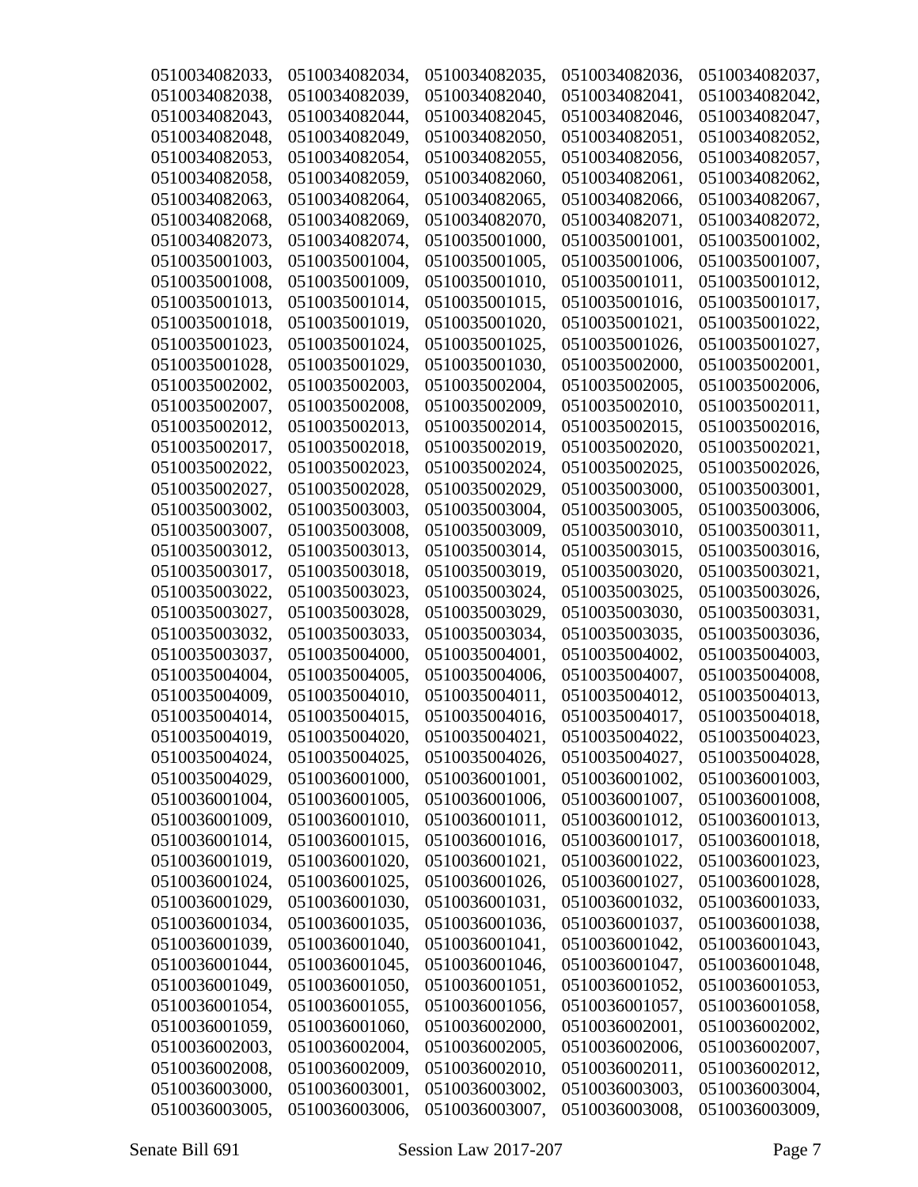0510034082033, 0510034082034, 0510034082035, 0510034082036, 0510034082037, 0510034082038, 0510034082039, 0510034082040, 0510034082041, 0510034082042, 0510034082043, 0510034082044, 0510034082045, 0510034082046, 0510034082047, 0510034082048, 0510034082049, 0510034082050, 0510034082051, 0510034082052, 0510034082053, 0510034082054, 0510034082055, 0510034082056, 0510034082057, 0510034082058, 0510034082059, 0510034082060, 0510034082061, 0510034082062, 0510034082063, 0510034082064, 0510034082065, 0510034082066, 0510034082067, 0510034082068, 0510034082069, 0510034082070, 0510034082071, 0510034082072, 0510034082073, 0510034082074, 0510035001000, 0510035001001, 0510035001002, 0510035001003, 0510035001004, 0510035001005, 0510035001006, 0510035001007, 0510035001008, 0510035001009, 0510035001010, 0510035001011, 0510035001012, 0510035001013, 0510035001014, 0510035001015, 0510035001016, 0510035001017, 0510035001018, 0510035001019, 0510035001020, 0510035001021, 0510035001022, 0510035001023, 0510035001024, 0510035001025, 0510035001026, 0510035001027, 0510035001028, 0510035001029, 0510035001030, 0510035002000, 0510035002001, 0510035002002, 0510035002003, 0510035002004, 0510035002005, 0510035002006, 0510035002007, 0510035002008, 0510035002009, 0510035002010, 0510035002011, 0510035002012, 0510035002013, 0510035002014, 0510035002015, 0510035002016, 0510035002017, 0510035002018, 0510035002019, 0510035002020, 0510035002021, 0510035002022, 0510035002023, 0510035002024, 0510035002025, 0510035002026, 0510035002027, 0510035002028, 0510035002029, 0510035003000, 0510035003001, 0510035003002, 0510035003003, 0510035003004, 0510035003005, 0510035003006, 0510035003007, 0510035003008, 0510035003009, 0510035003010, 0510035003011, 0510035003012, 0510035003013, 0510035003014, 0510035003015, 0510035003016, 0510035003017, 0510035003018, 0510035003019, 0510035003020, 0510035003021, 0510035003022, 0510035003023, 0510035003024, 0510035003025, 0510035003026, 0510035003027, 0510035003028, 0510035003029, 0510035003030, 0510035003031, 0510035003032, 0510035003033, 0510035003034, 0510035003035, 0510035003036, 0510035003037, 0510035004000, 0510035004001, 0510035004002, 0510035004003, 0510035004004, 0510035004005, 0510035004006, 0510035004007, 0510035004008, 0510035004009, 0510035004010, 0510035004011, 0510035004012, 0510035004013, 0510035004014, 0510035004015, 0510035004016, 0510035004017, 0510035004018, 0510035004019, 0510035004020, 0510035004021, 0510035004022, 0510035004023, 0510035004024, 0510035004025, 0510035004026, 0510035004027, 0510035004028, 0510035004029, 0510036001000, 0510036001001, 0510036001002, 0510036001003, 0510036001004, 0510036001005, 0510036001006, 0510036001007, 0510036001008, 0510036001009, 0510036001010, 0510036001011, 0510036001012, 0510036001013, 0510036001014, 0510036001015, 0510036001016, 0510036001017, 0510036001018, 0510036001019, 0510036001020, 0510036001021, 0510036001022, 0510036001023, 0510036001024, 0510036001025, 0510036001026, 0510036001027, 0510036001028, 0510036001029, 0510036001030, 0510036001031, 0510036001032, 0510036001033, 0510036001034, 0510036001035, 0510036001036, 0510036001037, 0510036001038, 0510036001039, 0510036001040, 0510036001041, 0510036001042, 0510036001043, 0510036001044, 0510036001045, 0510036001046, 0510036001047, 0510036001048, 0510036001049, 0510036001050, 0510036001051, 0510036001052, 0510036001053, 0510036001054, 0510036001055, 0510036001056, 0510036001057, 0510036001058, 0510036001059, 0510036001060, 0510036002000, 0510036002001, 0510036002002, 0510036002003, 0510036002004, 0510036002005, 0510036002006, 0510036002007, 0510036002008, 0510036002009, 0510036002010, 0510036002011, 0510036002012, 0510036003000, 0510036003001, 0510036003002, 0510036003003, 0510036003004, 0510036003005, 0510036003006, 0510036003007, 0510036003008, 0510036003009,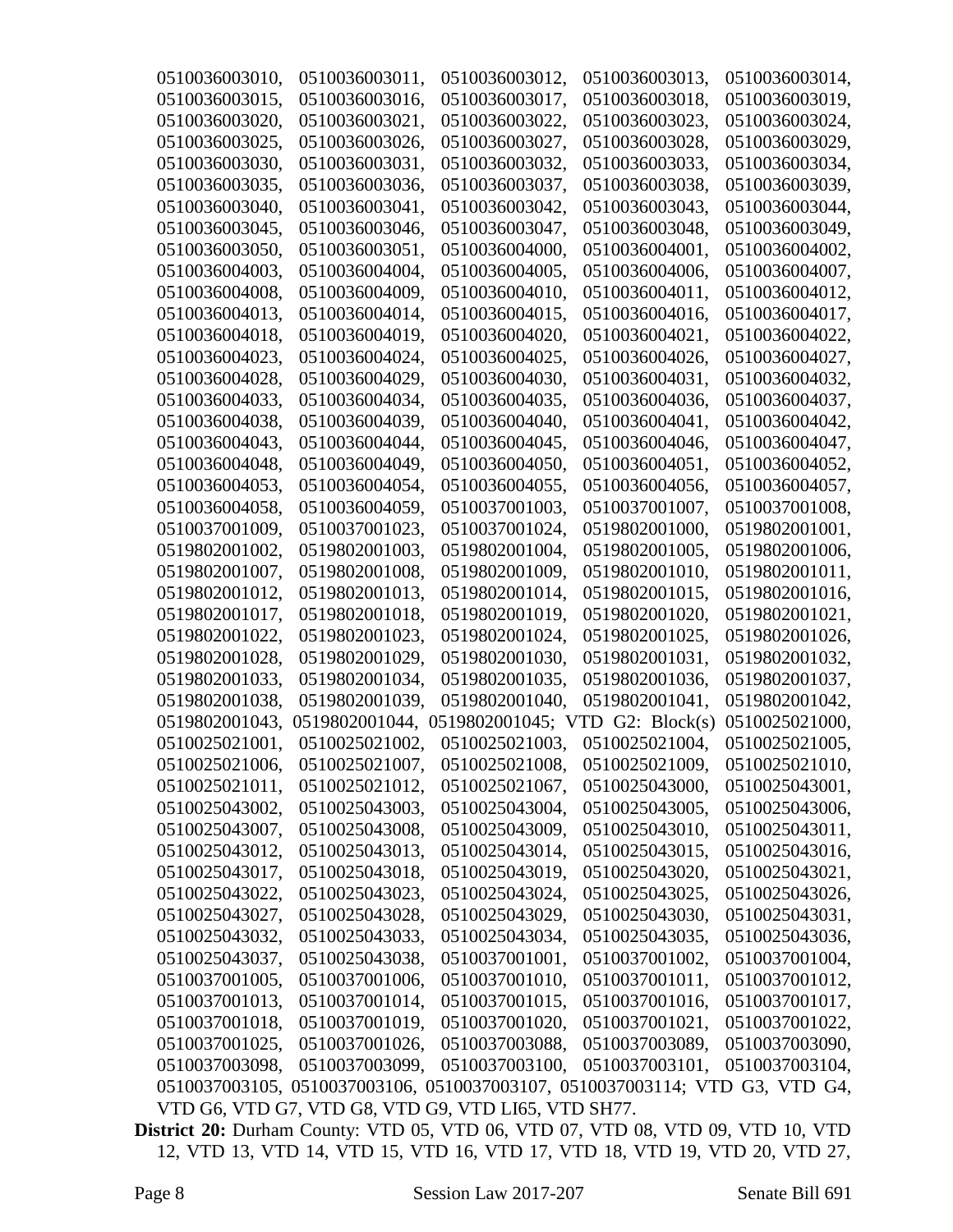0510036003010, 0510036003011, 0510036003012, 0510036003013, 0510036003014, 0510036003015, 0510036003016, 0510036003017, 0510036003018, 0510036003019, 0510036003020, 0510036003021, 0510036003022, 0510036003023, 0510036003024, 0510036003025, 0510036003026, 0510036003027, 0510036003028, 0510036003029, 0510036003030, 0510036003031, 0510036003032, 0510036003033, 0510036003034, 0510036003035, 0510036003036, 0510036003037, 0510036003038, 0510036003039, 0510036003040, 0510036003041, 0510036003042, 0510036003043, 0510036003044, 0510036003045, 0510036003046, 0510036003047, 0510036003048, 0510036003049, 0510036003050, 0510036003051, 0510036004000, 0510036004001, 0510036004002, 0510036004003, 0510036004004, 0510036004005, 0510036004006, 0510036004007, 0510036004008, 0510036004009, 0510036004010, 0510036004011, 0510036004012, 0510036004013, 0510036004014, 0510036004015, 0510036004016, 0510036004017, 0510036004018, 0510036004019, 0510036004020, 0510036004021, 0510036004022, 0510036004023, 0510036004024, 0510036004025, 0510036004026, 0510036004027, 0510036004028, 0510036004029, 0510036004030, 0510036004031, 0510036004032, 0510036004033, 0510036004034, 0510036004035, 0510036004036, 0510036004037, 0510036004038, 0510036004039, 0510036004040, 0510036004041, 0510036004042, 0510036004043, 0510036004044, 0510036004045, 0510036004046, 0510036004047, 0510036004048, 0510036004049, 0510036004050, 0510036004051, 0510036004052, 0510036004053, 0510036004054, 0510036004055, 0510036004056, 0510036004057, 0510036004058, 0510036004059, 0510037001003, 0510037001007, 0510037001008, 0510037001009, 0510037001023, 0510037001024, 0519802001000, 0519802001001, 0519802001002, 0519802001003, 0519802001004, 0519802001005, 0519802001006, 0519802001007, 0519802001008, 0519802001009, 0519802001010, 0519802001011, 0519802001012, 0519802001013, 0519802001014, 0519802001015, 0519802001016, 0519802001017, 0519802001018, 0519802001019, 0519802001020, 0519802001021, 0519802001022, 0519802001023, 0519802001024, 0519802001025, 0519802001026, 0519802001028, 0519802001029, 0519802001030, 0519802001031, 0519802001032, 0519802001033, 0519802001034, 0519802001035, 0519802001036, 0519802001037, 0519802001038, 0519802001039, 0519802001040, 0519802001041, 0519802001042, 0519802001043, 0519802001044, 0519802001045; VTD G2: Block(s) 0510025021000, 0510025021001, 0510025021002, 0510025021003, 0510025021004, 0510025021005, 0510025021006, 0510025021007, 0510025021008, 0510025021009, 0510025021010, 0510025021011, 0510025021012, 0510025021067, 0510025043000, 0510025043001, 0510025043002, 0510025043003, 0510025043004, 0510025043005, 0510025043006, 0510025043007, 0510025043008, 0510025043009, 0510025043010, 0510025043011, 0510025043012, 0510025043013, 0510025043014, 0510025043015, 0510025043016, 0510025043017, 0510025043018, 0510025043019, 0510025043020, 0510025043021, 0510025043022, 0510025043023, 0510025043024, 0510025043025, 0510025043026, 0510025043027, 0510025043028, 0510025043029, 0510025043030, 0510025043031, 0510025043032, 0510025043033, 0510025043034, 0510025043035, 0510025043036, 0510025043037, 0510025043038, 0510037001001, 0510037001002, 0510037001004, 0510037001005, 0510037001006, 0510037001010, 0510037001011, 0510037001012, 0510037001013, 0510037001014, 0510037001015, 0510037001016, 0510037001017, 0510037001018, 0510037001019, 0510037001020, 0510037001021, 0510037001022, 0510037001025, 0510037001026, 0510037003088, 0510037003089, 0510037003090, 0510037003098, 0510037003099, 0510037003100, 0510037003101, 0510037003104, 0510037003105, 0510037003106, 0510037003107, 0510037003114; VTD G3, VTD G4, VTD G6, VTD G7, VTD G8, VTD G9, VTD LI65, VTD SH77.

**District 20:** Durham County: VTD 05, VTD 06, VTD 07, VTD 08, VTD 09, VTD 10, VTD 12, VTD 13, VTD 14, VTD 15, VTD 16, VTD 17, VTD 18, VTD 19, VTD 20, VTD 27,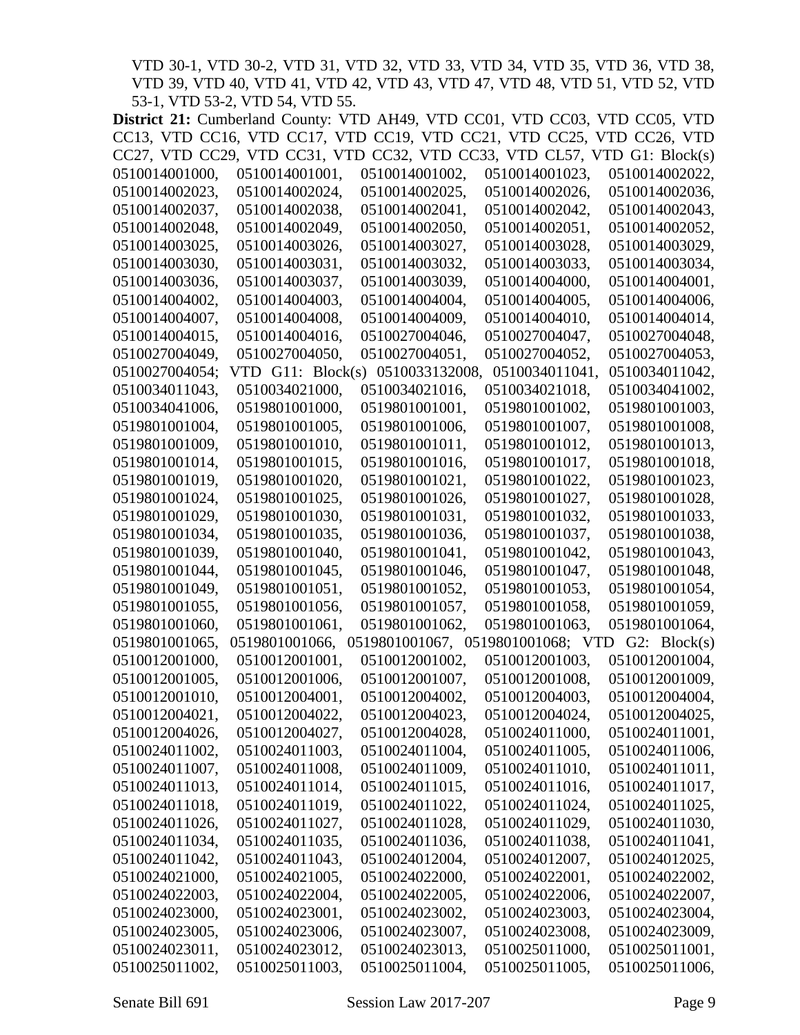VTD 30-1, VTD 30-2, VTD 31, VTD 32, VTD 33, VTD 34, VTD 35, VTD 36, VTD 38, VTD 39, VTD 40, VTD 41, VTD 42, VTD 43, VTD 47, VTD 48, VTD 51, VTD 52, VTD 53-1, VTD 53-2, VTD 54, VTD 55.

**District 21:** Cumberland County: VTD AH49, VTD CC01, VTD CC03, VTD CC05, VTD CC13, VTD CC16, VTD CC17, VTD CC19, VTD CC21, VTD CC25, VTD CC26, VTD CC27, VTD CC29, VTD CC31, VTD CC32, VTD CC33, VTD CL57, VTD G1: Block(s) 0510014001000, 0510014001001, 0510014001002, 0510014001023, 0510014002022, 0510014002023, 0510014002024, 0510014002025, 0510014002026, 0510014002036, 0510014002037, 0510014002038, 0510014002041, 0510014002042, 0510014002043, 0510014002048, 0510014002049, 0510014002050, 0510014002051, 0510014002052, 0510014003025, 0510014003026, 0510014003027, 0510014003028, 0510014003029, 0510014003030, 0510014003031, 0510014003032, 0510014003033, 0510014003034, 0510014003036, 0510014003037, 0510014003039, 0510014004000, 0510014004001, 0510014004002, 0510014004003, 0510014004004, 0510014004005, 0510014004006, 0510014004007, 0510014004008, 0510014004009, 0510014004010, 0510014004014, 0510014004015, 0510014004016, 0510027004046, 0510027004047, 0510027004048, 0510027004049, 0510027004050, 0510027004051, 0510027004052, 0510027004053, 0510027004054; VTD G11: Block(s) 0510033132008, 0510034011041, 0510034011042, 0510034011043, 0510034021000, 0510034021016, 0510034021018, 0510034041002, 0510034041006, 0519801001000, 0519801001001, 0519801001002, 0519801001003, 0519801001004, 0519801001005, 0519801001006, 0519801001007, 0519801001008, 0519801001009, 0519801001010, 0519801001011, 0519801001012, 0519801001013, 0519801001014, 0519801001015, 0519801001016, 0519801001017, 0519801001018, 0519801001019, 0519801001020, 0519801001021, 0519801001022, 0519801001023, 0519801001024, 0519801001025, 0519801001026, 0519801001027, 0519801001028, 0519801001029, 0519801001030, 0519801001031, 0519801001032, 0519801001033, 0519801001034, 0519801001035, 0519801001036, 0519801001037, 0519801001038, 0519801001039, 0519801001040, 0519801001041, 0519801001042, 0519801001043, 0519801001044, 0519801001045, 0519801001046, 0519801001047, 0519801001048, 0519801001049, 0519801001051, 0519801001052, 0519801001053, 0519801001054, 0519801001055, 0519801001056, 0519801001057, 0519801001058, 0519801001059, 0519801001060, 0519801001061, 0519801001062, 0519801001063, 0519801001064, 0519801001065, 0519801001066, 0519801001067, 0519801001068; VTD G2: Block(s) 0510012001000, 0510012001001, 0510012001002, 0510012001003, 0510012001004, 0510012001005, 0510012001006, 0510012001007, 0510012001008, 0510012001009, 0510012001010, 0510012004001, 0510012004002, 0510012004003, 0510012004004, 0510012004021, 0510012004022, 0510012004023, 0510012004024, 0510012004025, 0510012004026, 0510012004027, 0510012004028, 0510024011000, 0510024011001, 0510024011002, 0510024011003, 0510024011004, 0510024011005, 0510024011006, 0510024011007, 0510024011008, 0510024011009, 0510024011010, 0510024011011, 0510024011013, 0510024011014, 0510024011015, 0510024011016, 0510024011017, 0510024011018, 0510024011019, 0510024011022, 0510024011024, 0510024011025, 0510024011026, 0510024011027, 0510024011028, 0510024011029, 0510024011030, 0510024011034, 0510024011035, 0510024011036, 0510024011038, 0510024011041, 0510024011042, 0510024011043, 0510024012004, 0510024012007, 0510024012025, 0510024021000, 0510024021005, 0510024022000, 0510024022001, 0510024022002, 0510024022003, 0510024022004, 0510024022005, 0510024022006, 0510024022007, 0510024023000, 0510024023001, 0510024023002, 0510024023003, 0510024023004, 0510024023005, 0510024023006, 0510024023007, 0510024023008, 0510024023009, 0510024023011, 0510024023012, 0510024023013, 0510025011000, 0510025011001, 0510025011002, 0510025011003, 0510025011004, 0510025011005, 0510025011006,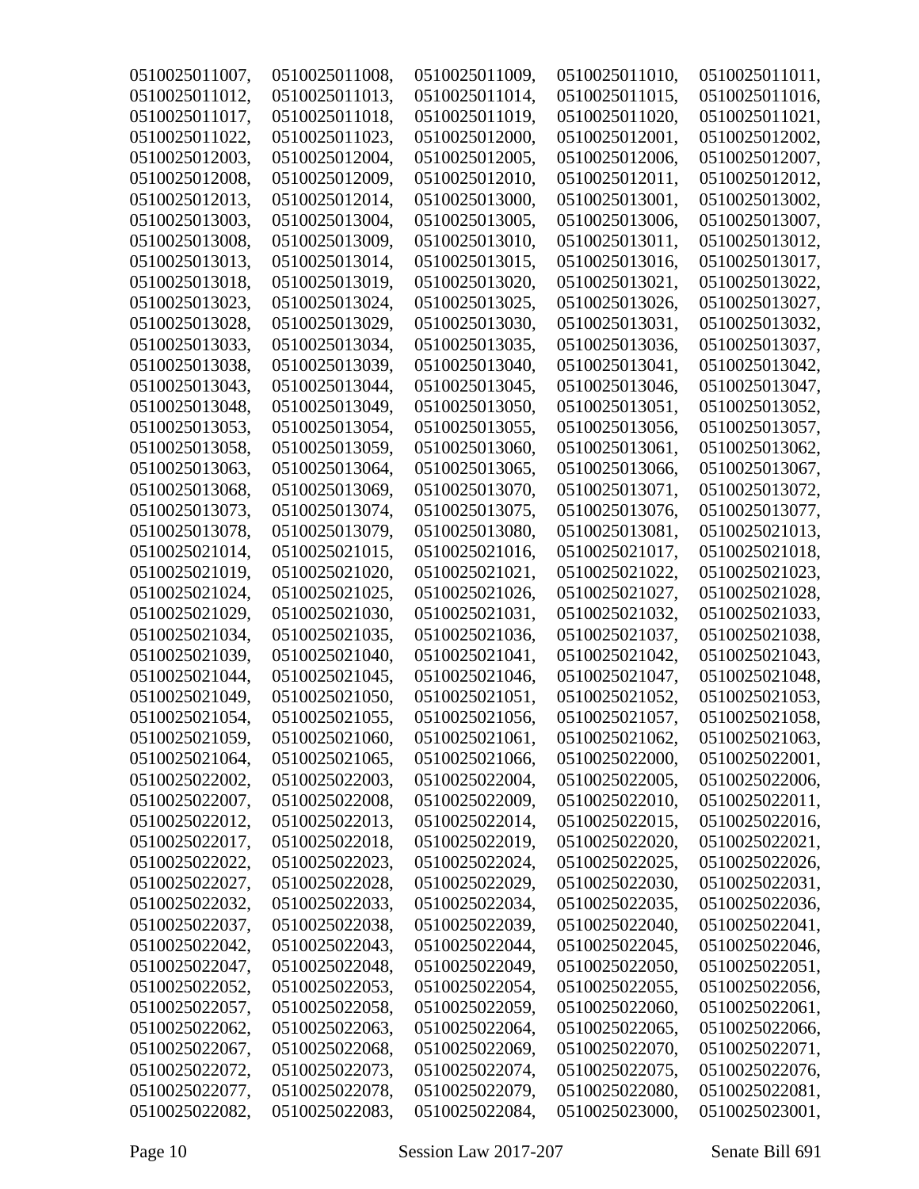0510025011007, 0510025011008, 0510025011009, 0510025011010, 0510025011011, 0510025011012, 0510025011013, 0510025011014, 0510025011015, 0510025011016, 0510025011017, 0510025011018, 0510025011019, 0510025011020, 0510025011021, 0510025011022, 0510025011023, 0510025012000, 0510025012001, 0510025012002, 0510025012003, 0510025012004, 0510025012005, 0510025012006, 0510025012007, 0510025012008, 0510025012009, 0510025012010, 0510025012011, 0510025012012, 0510025012013, 0510025012014, 0510025013000, 0510025013001, 0510025013002, 0510025013003, 0510025013004, 0510025013005, 0510025013006, 0510025013007, 0510025013008, 0510025013009, 0510025013010, 0510025013011, 0510025013012, 0510025013013, 0510025013014, 0510025013015, 0510025013016, 0510025013017, 0510025013018, 0510025013019, 0510025013020, 0510025013021, 0510025013022, 0510025013023, 0510025013024, 0510025013025, 0510025013026, 0510025013027, 0510025013028, 0510025013029, 0510025013030, 0510025013031, 0510025013032, 0510025013033, 0510025013034, 0510025013035, 0510025013036, 0510025013037, 0510025013038, 0510025013039, 0510025013040, 0510025013041, 0510025013042, 0510025013043, 0510025013044, 0510025013045, 0510025013046, 0510025013047, 0510025013048, 0510025013049, 0510025013050, 0510025013051, 0510025013052, 0510025013053, 0510025013054, 0510025013055, 0510025013056, 0510025013057, 0510025013058, 0510025013059, 0510025013060, 0510025013061, 0510025013062, 0510025013063, 0510025013064, 0510025013065, 0510025013066, 0510025013067, 0510025013068, 0510025013069, 0510025013070, 0510025013071, 0510025013072, 0510025013073, 0510025013074, 0510025013075, 0510025013076, 0510025013077, 0510025013078, 0510025013079, 0510025013080, 0510025013081, 0510025021013, 0510025021014, 0510025021015, 0510025021016, 0510025021017, 0510025021018, 0510025021019, 0510025021020, 0510025021021, 0510025021022, 0510025021023, 0510025021024, 0510025021025, 0510025021026, 0510025021027, 0510025021028, 0510025021029, 0510025021030, 0510025021031, 0510025021032, 0510025021033, 0510025021034, 0510025021035, 0510025021036, 0510025021037, 0510025021038, 0510025021039, 0510025021040, 0510025021041, 0510025021042, 0510025021043, 0510025021044, 0510025021045, 0510025021046, 0510025021047, 0510025021048, 0510025021049, 0510025021050, 0510025021051, 0510025021052, 0510025021053, 0510025021054, 0510025021055, 0510025021056, 0510025021057, 0510025021058, 0510025021059, 0510025021060, 0510025021061, 0510025021062, 0510025021063, 0510025021064, 0510025021065, 0510025021066, 0510025022000, 0510025022001, 0510025022002, 0510025022003, 0510025022004, 0510025022005, 0510025022006, 0510025022007, 0510025022008, 0510025022009, 0510025022010, 0510025022011, 0510025022012, 0510025022013, 0510025022014, 0510025022015, 0510025022016, 0510025022017, 0510025022018, 0510025022019, 0510025022020, 0510025022021, 0510025022022, 0510025022023, 0510025022024, 0510025022025, 0510025022026, 0510025022027, 0510025022028, 0510025022029, 0510025022030, 0510025022031, 0510025022032, 0510025022033, 0510025022034, 0510025022035, 0510025022036, 0510025022037, 0510025022038, 0510025022039, 0510025022040, 0510025022041, 0510025022042, 0510025022043, 0510025022044, 0510025022045, 0510025022046, 0510025022047, 0510025022048, 0510025022049, 0510025022050, 0510025022051, 0510025022052, 0510025022053, 0510025022054, 0510025022055, 0510025022056, 0510025022057, 0510025022058, 0510025022059, 0510025022060, 0510025022061, 0510025022062, 0510025022063, 0510025022064, 0510025022065, 0510025022066, 0510025022067, 0510025022068, 0510025022069, 0510025022070, 0510025022071, 0510025022072, 0510025022073, 0510025022074, 0510025022075, 0510025022076, 0510025022077, 0510025022078, 0510025022079, 0510025022080, 0510025022081, 0510025022082, 0510025022083, 0510025022084, 0510025023000, 0510025023001,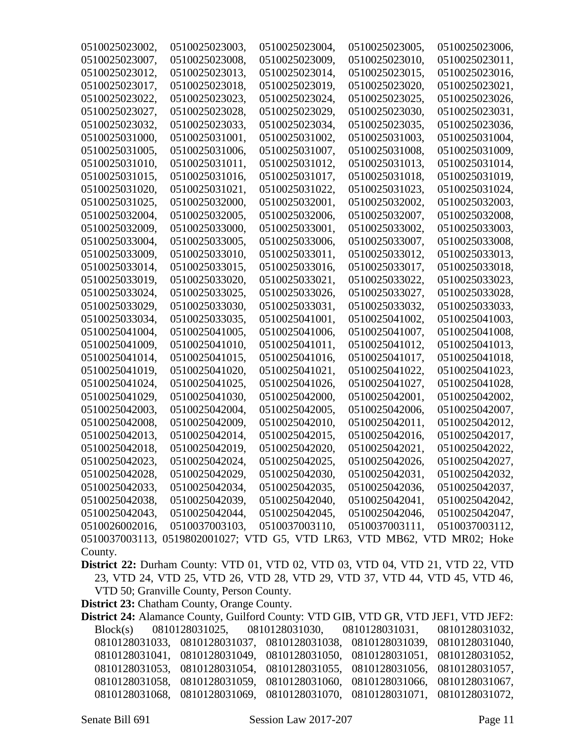0510025023002, 0510025023003, 0510025023004, 0510025023005, 0510025023006, 0510025023007, 0510025023008, 0510025023009, 0510025023010, 0510025023011, 0510025023012, 0510025023013, 0510025023014, 0510025023015, 0510025023016, 0510025023017, 0510025023018, 0510025023019, 0510025023020, 0510025023021, 0510025023022, 0510025023023, 0510025023024, 0510025023025, 0510025023026, 0510025023027, 0510025023028, 0510025023029, 0510025023030, 0510025023031, 0510025023032, 0510025023033, 0510025023034, 0510025023035, 0510025023036, 0510025031000, 0510025031001, 0510025031002, 0510025031003, 0510025031004, 0510025031005, 0510025031006, 0510025031007, 0510025031008, 0510025031009, 0510025031010, 0510025031011, 0510025031012, 0510025031013, 0510025031014, 0510025031015, 0510025031016, 0510025031017, 0510025031018, 0510025031019, 0510025031020, 0510025031021, 0510025031022, 0510025031023, 0510025031024, 0510025031025, 0510025032000, 0510025032001, 0510025032002, 0510025032003, 0510025032004, 0510025032005, 0510025032006, 0510025032007, 0510025032008, 0510025032009, 0510025033000, 0510025033001, 0510025033002, 0510025033003, 0510025033004, 0510025033005, 0510025033006, 0510025033007, 0510025033008, 0510025033009, 0510025033010, 0510025033011, 0510025033012, 0510025033013, 0510025033014, 0510025033015, 0510025033016, 0510025033017, 0510025033018, 0510025033019, 0510025033020, 0510025033021, 0510025033022, 0510025033023, 0510025033024, 0510025033025, 0510025033026, 0510025033027, 0510025033028, 0510025033029, 0510025033030, 0510025033031, 0510025033032, 0510025033033, 0510025033034, 0510025033035, 0510025041001, 0510025041002, 0510025041003, 0510025041004, 0510025041005, 0510025041006, 0510025041007, 0510025041008, 0510025041009, 0510025041010, 0510025041011, 0510025041012, 0510025041013, 0510025041014, 0510025041015, 0510025041016, 0510025041017, 0510025041018, 0510025041019, 0510025041020, 0510025041021, 0510025041022, 0510025041023, 0510025041024, 0510025041025, 0510025041026, 0510025041027, 0510025041028, 0510025041029, 0510025041030, 0510025042000, 0510025042001, 0510025042002, 0510025042003, 0510025042004, 0510025042005, 0510025042006, 0510025042007, 0510025042008, 0510025042009, 0510025042010, 0510025042011, 0510025042012, 0510025042013, 0510025042014, 0510025042015, 0510025042016, 0510025042017, 0510025042018, 0510025042019, 0510025042020, 0510025042021, 0510025042022, 0510025042023, 0510025042024, 0510025042025, 0510025042026, 0510025042027, 0510025042028, 0510025042029, 0510025042030, 0510025042031, 0510025042032, 0510025042033, 0510025042034, 0510025042035, 0510025042036, 0510025042037, 0510025042038, 0510025042039, 0510025042040, 0510025042041, 0510025042042, 0510025042043, 0510025042044, 0510025042045, 0510025042046, 0510025042047, 0510026002016, 0510037003103, 0510037003110, 0510037003111, 0510037003112, 0510037003113, 0519802001027; VTD G5, VTD LR63, VTD MB62, VTD MR02; Hoke County.

**District 22:** Durham County: VTD 01, VTD 02, VTD 03, VTD 04, VTD 21, VTD 22, VTD 23, VTD 24, VTD 25, VTD 26, VTD 28, VTD 29, VTD 37, VTD 44, VTD 45, VTD 46, VTD 50; Granville County, Person County.

**District 23:** Chatham County, Orange County.

**District 24:** Alamance County, Guilford County: VTD GIB, VTD GR, VTD JEF1, VTD JEF2: Block(s) 0810128031025, 0810128031030, 0810128031031, 0810128031032, 0810128031033, 0810128031037, 0810128031038, 0810128031039, 0810128031040, 0810128031041, 0810128031049, 0810128031050, 0810128031051, 0810128031052, 0810128031053, 0810128031054, 0810128031055, 0810128031056, 0810128031057, 0810128031058, 0810128031059, 0810128031060, 0810128031066, 0810128031067, 0810128031068, 0810128031069, 0810128031070, 0810128031071, 0810128031072,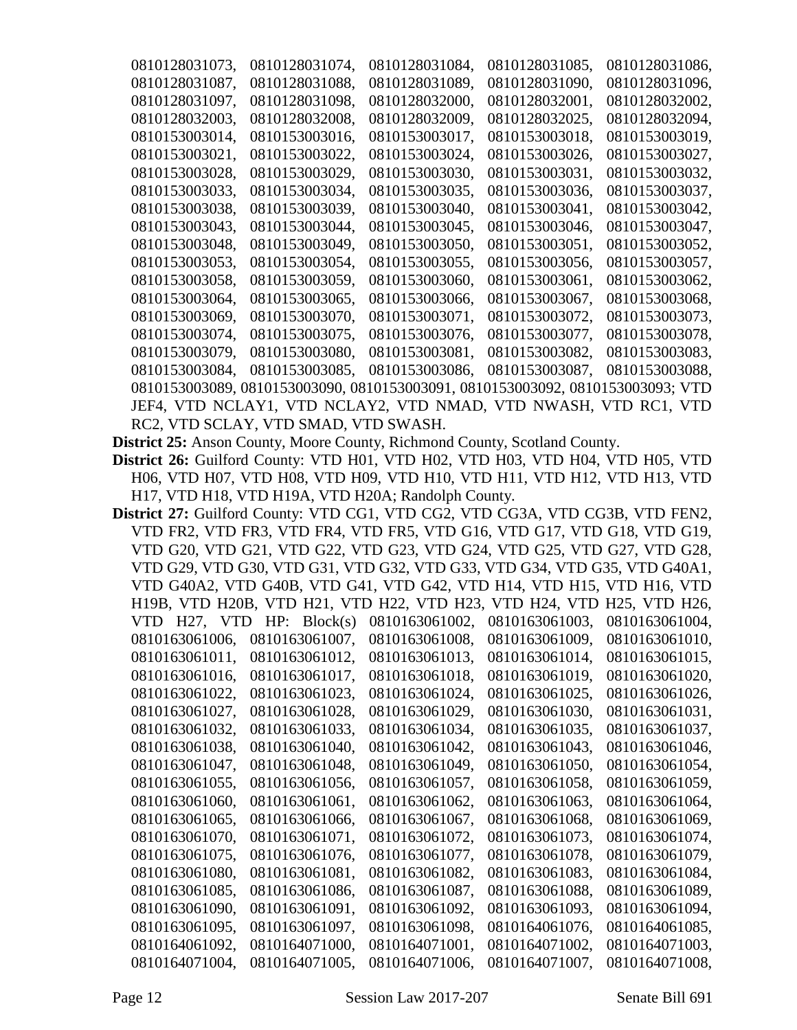0810128031073, 0810128031074, 0810128031084, 0810128031085, 0810128031086, 0810128031087, 0810128031088, 0810128031089, 0810128031090, 0810128031096, 0810128031097, 0810128031098, 0810128032000, 0810128032001, 0810128032002, 0810128032003, 0810128032008, 0810128032009, 0810128032025, 0810128032094, 0810153003014, 0810153003016, 0810153003017, 0810153003018, 0810153003019, 0810153003021, 0810153003022, 0810153003024, 0810153003026, 0810153003027, 0810153003028, 0810153003029, 0810153003030, 0810153003031, 0810153003032, 0810153003033, 0810153003034, 0810153003035, 0810153003036, 0810153003037, 0810153003038, 0810153003039, 0810153003040, 0810153003041, 0810153003042, 0810153003043, 0810153003044, 0810153003045, 0810153003046, 0810153003047, 0810153003048, 0810153003049, 0810153003050, 0810153003051, 0810153003052, 0810153003053, 0810153003054, 0810153003055, 0810153003056, 0810153003057, 0810153003058, 0810153003059, 0810153003060, 0810153003061, 0810153003062, 0810153003064, 0810153003065, 0810153003066, 0810153003067, 0810153003068, 0810153003069, 0810153003070, 0810153003071, 0810153003072, 0810153003073, 0810153003074, 0810153003075, 0810153003076, 0810153003077, 0810153003078, 0810153003079, 0810153003080, 0810153003081, 0810153003082, 0810153003083, 0810153003084, 0810153003085, 0810153003086, 0810153003087, 0810153003088, 0810153003089, 0810153003090, 0810153003091, 0810153003092, 0810153003093; VTD JEF4, VTD NCLAY1, VTD NCLAY2, VTD NMAD, VTD NWASH, VTD RC1, VTD RC2, VTD SCLAY, VTD SMAD, VTD SWASH.

**District 25:** Anson County, Moore County, Richmond County, Scotland County.

**District 26:** Guilford County: VTD H01, VTD H02, VTD H03, VTD H04, VTD H05, VTD H06, VTD H07, VTD H08, VTD H09, VTD H10, VTD H11, VTD H12, VTD H13, VTD H17, VTD H18, VTD H19A, VTD H20A; Randolph County.

**District 27:** Guilford County: VTD CG1, VTD CG2, VTD CG3A, VTD CG3B, VTD FEN2, VTD FR2, VTD FR3, VTD FR4, VTD FR5, VTD G16, VTD G17, VTD G18, VTD G19, VTD G20, VTD G21, VTD G22, VTD G23, VTD G24, VTD G25, VTD G27, VTD G28, VTD G29, VTD G30, VTD G31, VTD G32, VTD G33, VTD G34, VTD G35, VTD G40A1, VTD G40A2, VTD G40B, VTD G41, VTD G42, VTD H14, VTD H15, VTD H16, VTD H19B, VTD H20B, VTD H21, VTD H22, VTD H23, VTD H24, VTD H25, VTD H26, VTD H27, VTD HP: Block(s) 0810163061002, 0810163061003, 0810163061004, 0810163061006, 0810163061007, 0810163061008, 0810163061009, 0810163061010, 0810163061011, 0810163061012, 0810163061013, 0810163061014, 0810163061015, 0810163061016, 0810163061017, 0810163061018, 0810163061019, 0810163061020, 0810163061022, 0810163061023, 0810163061024, 0810163061025, 0810163061026, 0810163061027, 0810163061028, 0810163061029, 0810163061030, 0810163061031, 0810163061032, 0810163061033, 0810163061034, 0810163061035, 0810163061037, 0810163061038, 0810163061040, 0810163061042, 0810163061043, 0810163061046, 0810163061047, 0810163061048, 0810163061049, 0810163061050, 0810163061054, 0810163061055, 0810163061056, 0810163061057, 0810163061058, 0810163061059, 0810163061060, 0810163061061, 0810163061062, 0810163061063, 0810163061064, 0810163061065, 0810163061066, 0810163061067, 0810163061068, 0810163061069, 0810163061070, 0810163061071, 0810163061072, 0810163061073, 0810163061074, 0810163061075, 0810163061076, 0810163061077, 0810163061078, 0810163061079, 0810163061080, 0810163061081, 0810163061082, 0810163061083, 0810163061084, 0810163061085, 0810163061086, 0810163061087, 0810163061088, 0810163061089, 0810163061090, 0810163061091, 0810163061092, 0810163061093, 0810163061094, 0810163061095, 0810163061097, 0810163061098, 0810164061076, 0810164061085, 0810164061092, 0810164071000, 0810164071001, 0810164071002, 0810164071003, 0810164071004, 0810164071005, 0810164071006, 0810164071007, 0810164071008,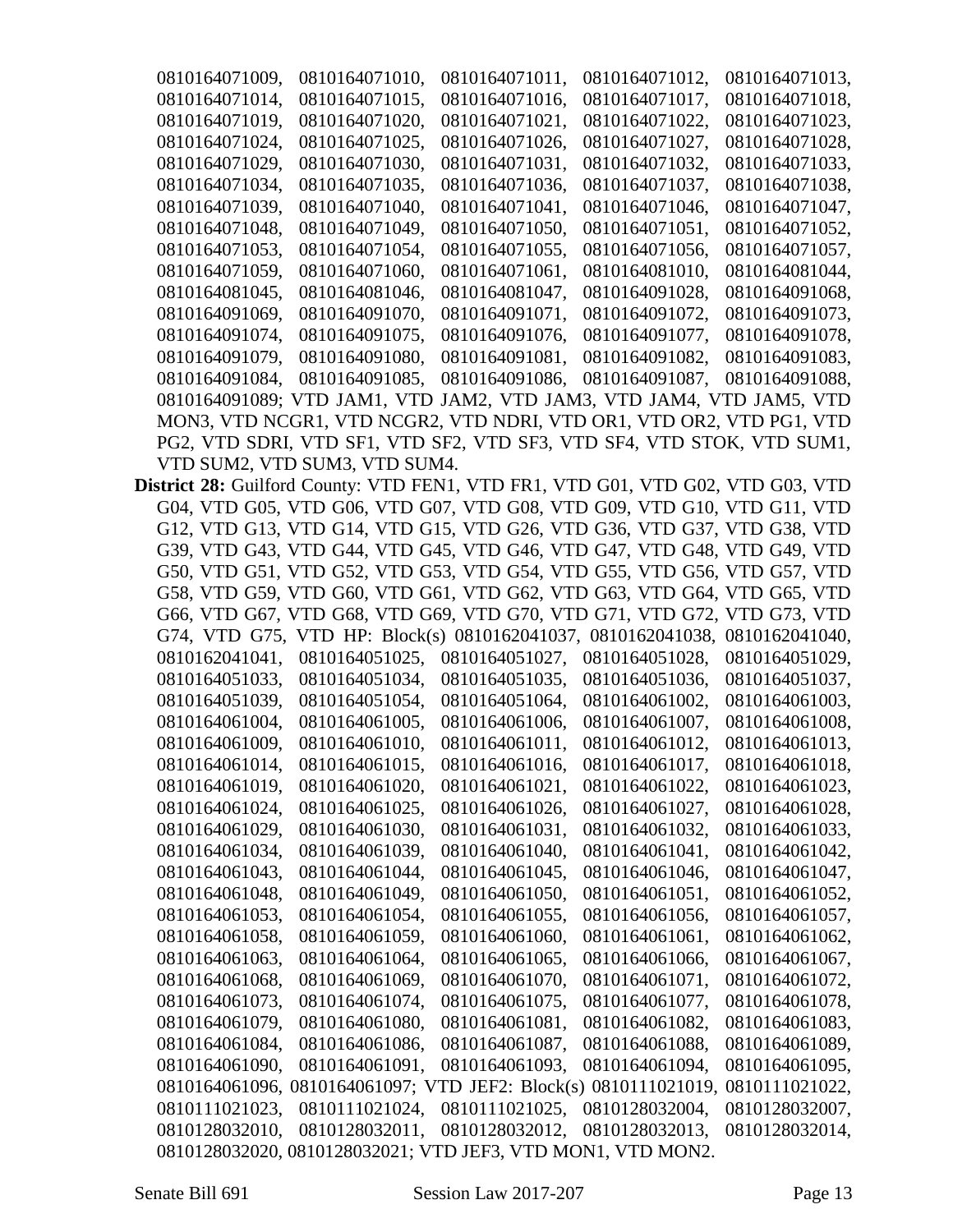0810164071009, 0810164071010, 0810164071011, 0810164071012, 0810164071013, 0810164071014, 0810164071015, 0810164071016, 0810164071017, 0810164071018, 0810164071019, 0810164071020, 0810164071021, 0810164071022, 0810164071023, 0810164071024, 0810164071025, 0810164071026, 0810164071027, 0810164071028, 0810164071029, 0810164071030, 0810164071031, 0810164071032, 0810164071033, 0810164071034, 0810164071035, 0810164071036, 0810164071037, 0810164071038, 0810164071039, 0810164071040, 0810164071041, 0810164071046, 0810164071047, 0810164071048, 0810164071049, 0810164071050, 0810164071051, 0810164071052, 0810164071053, 0810164071054, 0810164071055, 0810164071056, 0810164071057, 0810164071059, 0810164071060, 0810164071061, 0810164081010, 0810164081044, 0810164081045, 0810164081046, 0810164081047, 0810164091028, 0810164091068, 0810164091069, 0810164091070, 0810164091071, 0810164091072, 0810164091073, 0810164091074, 0810164091075, 0810164091076, 0810164091077, 0810164091078, 0810164091079, 0810164091080, 0810164091081, 0810164091082, 0810164091083, 0810164091084, 0810164091085, 0810164091086, 0810164091087, 0810164091088, 0810164091089; VTD JAM1, VTD JAM2, VTD JAM3, VTD JAM4, VTD JAM5, VTD MON3, VTD NCGR1, VTD NCGR2, VTD NDRI, VTD OR1, VTD OR2, VTD PG1, VTD PG2, VTD SDRI, VTD SF1, VTD SF2, VTD SF3, VTD SF4, VTD STOK, VTD SUM1, VTD SUM2, VTD SUM3, VTD SUM4.

**District 28:** Guilford County: VTD FEN1, VTD FR1, VTD G01, VTD G02, VTD G03, VTD G04, VTD G05, VTD G06, VTD G07, VTD G08, VTD G09, VTD G10, VTD G11, VTD G12, VTD G13, VTD G14, VTD G15, VTD G26, VTD G36, VTD G37, VTD G38, VTD G39, VTD G43, VTD G44, VTD G45, VTD G46, VTD G47, VTD G48, VTD G49, VTD G50, VTD G51, VTD G52, VTD G53, VTD G54, VTD G55, VTD G56, VTD G57, VTD G58, VTD G59, VTD G60, VTD G61, VTD G62, VTD G63, VTD G64, VTD G65, VTD G66, VTD G67, VTD G68, VTD G69, VTD G70, VTD G71, VTD G72, VTD G73, VTD G74, VTD G75, VTD HP: Block(s) 0810162041037, 0810162041038, 0810162041040, 0810162041041, 0810164051025, 0810164051027, 0810164051028, 0810164051029, 0810164051033, 0810164051034, 0810164051035, 0810164051036, 0810164051037, 0810164051039, 0810164051054, 0810164051064, 0810164061002, 0810164061003, 0810164061004, 0810164061005, 0810164061006, 0810164061007, 0810164061008, 0810164061009, 0810164061010, 0810164061011, 0810164061012, 0810164061013, 0810164061014, 0810164061015, 0810164061016, 0810164061017, 0810164061018, 0810164061019, 0810164061020, 0810164061021, 0810164061022, 0810164061023, 0810164061024, 0810164061025, 0810164061026, 0810164061027, 0810164061028, 0810164061029, 0810164061030, 0810164061031, 0810164061032, 0810164061033, 0810164061034, 0810164061039, 0810164061040, 0810164061041, 0810164061042, 0810164061043, 0810164061044, 0810164061045, 0810164061046, 0810164061047, 0810164061048, 0810164061049, 0810164061050, 0810164061051, 0810164061052, 0810164061053, 0810164061054, 0810164061055, 0810164061056, 0810164061057, 0810164061058, 0810164061059, 0810164061060, 0810164061061, 0810164061062, 0810164061063, 0810164061064, 0810164061065, 0810164061066, 0810164061067, 0810164061068, 0810164061069, 0810164061070, 0810164061071, 0810164061072, 0810164061073, 0810164061074, 0810164061075, 0810164061077, 0810164061078, 0810164061079, 0810164061080, 0810164061081, 0810164061082, 0810164061083, 0810164061084, 0810164061086, 0810164061087, 0810164061088, 0810164061089, 0810164061090, 0810164061091, 0810164061093, 0810164061094, 0810164061095, 0810164061096, 0810164061097; VTD JEF2: Block(s) 0810111021019, 0810111021022, 0810111021023, 0810111021024, 0810111021025, 0810128032004, 0810128032007, 0810128032010, 0810128032011, 0810128032012, 0810128032013, 0810128032014, 0810128032020, 0810128032021; VTD JEF3, VTD MON1, VTD MON2.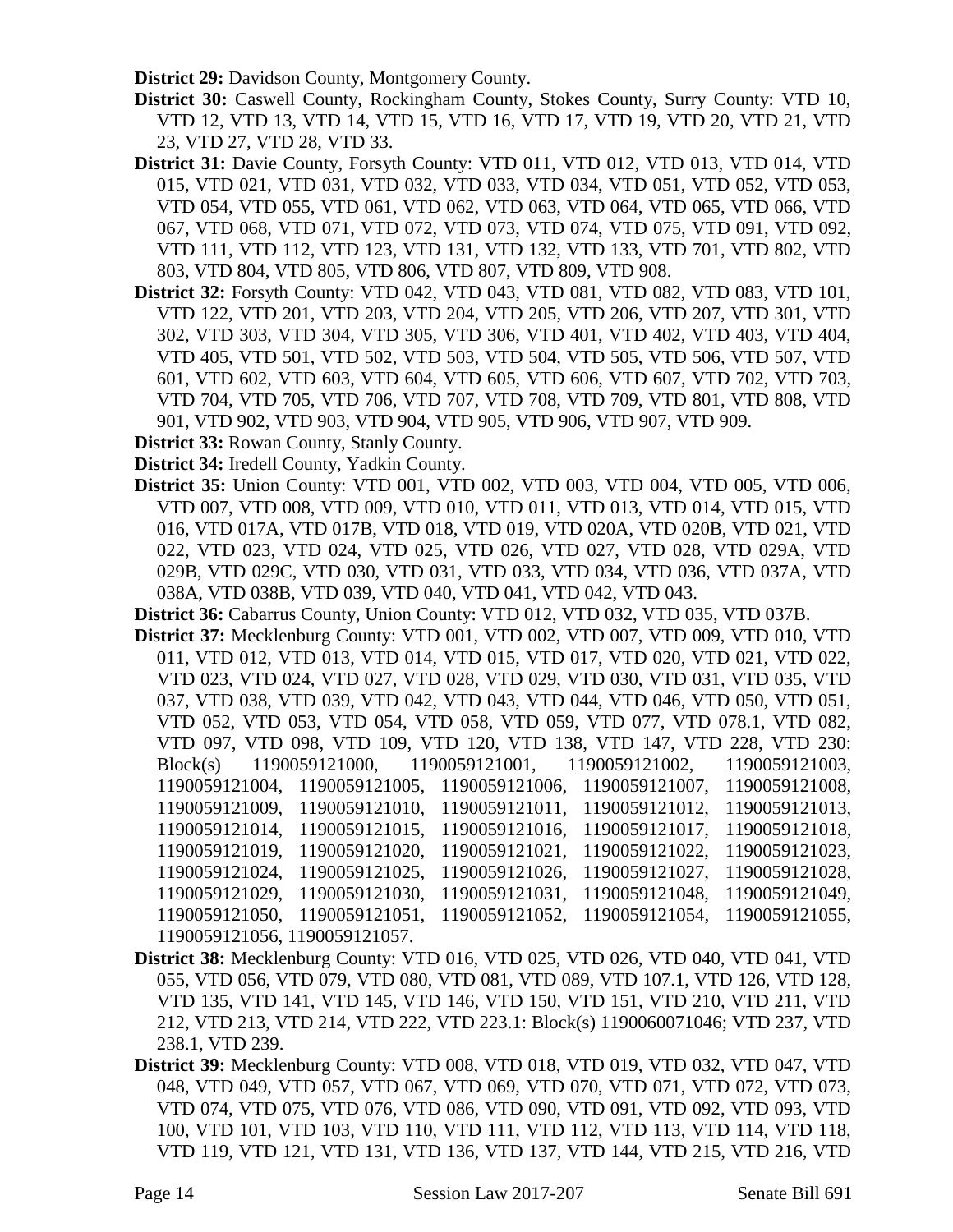**District 29:** Davidson County, Montgomery County.

**District 30:** Caswell County, Rockingham County, Stokes County, Surry County: VTD 10, VTD 12, VTD 13, VTD 14, VTD 15, VTD 16, VTD 17, VTD 19, VTD 20, VTD 21, VTD 23, VTD 27, VTD 28, VTD 33.

**District 31:** Davie County, Forsyth County: VTD 011, VTD 012, VTD 013, VTD 014, VTD 015, VTD 021, VTD 031, VTD 032, VTD 033, VTD 034, VTD 051, VTD 052, VTD 053, VTD 054, VTD 055, VTD 061, VTD 062, VTD 063, VTD 064, VTD 065, VTD 066, VTD 067, VTD 068, VTD 071, VTD 072, VTD 073, VTD 074, VTD 075, VTD 091, VTD 092, VTD 111, VTD 112, VTD 123, VTD 131, VTD 132, VTD 133, VTD 701, VTD 802, VTD 803, VTD 804, VTD 805, VTD 806, VTD 807, VTD 809, VTD 908.

**District 32:** Forsyth County: VTD 042, VTD 043, VTD 081, VTD 082, VTD 083, VTD 101, VTD 122, VTD 201, VTD 203, VTD 204, VTD 205, VTD 206, VTD 207, VTD 301, VTD 302, VTD 303, VTD 304, VTD 305, VTD 306, VTD 401, VTD 402, VTD 403, VTD 404, VTD 405, VTD 501, VTD 502, VTD 503, VTD 504, VTD 505, VTD 506, VTD 507, VTD 601, VTD 602, VTD 603, VTD 604, VTD 605, VTD 606, VTD 607, VTD 702, VTD 703, VTD 704, VTD 705, VTD 706, VTD 707, VTD 708, VTD 709, VTD 801, VTD 808, VTD 901, VTD 902, VTD 903, VTD 904, VTD 905, VTD 906, VTD 907, VTD 909.

**District 33:** Rowan County, Stanly County.

**District 34:** Iredell County, Yadkin County.

**District 35:** Union County: VTD 001, VTD 002, VTD 003, VTD 004, VTD 005, VTD 006, VTD 007, VTD 008, VTD 009, VTD 010, VTD 011, VTD 013, VTD 014, VTD 015, VTD 016, VTD 017A, VTD 017B, VTD 018, VTD 019, VTD 020A, VTD 020B, VTD 021, VTD 022, VTD 023, VTD 024, VTD 025, VTD 026, VTD 027, VTD 028, VTD 029A, VTD 029B, VTD 029C, VTD 030, VTD 031, VTD 033, VTD 034, VTD 036, VTD 037A, VTD 038A, VTD 038B, VTD 039, VTD 040, VTD 041, VTD 042, VTD 043.

**District 36:** Cabarrus County, Union County: VTD 012, VTD 032, VTD 035, VTD 037B.

**District 37:** Mecklenburg County: VTD 001, VTD 002, VTD 007, VTD 009, VTD 010, VTD 011, VTD 012, VTD 013, VTD 014, VTD 015, VTD 017, VTD 020, VTD 021, VTD 022, VTD 023, VTD 024, VTD 027, VTD 028, VTD 029, VTD 030, VTD 031, VTD 035, VTD 037, VTD 038, VTD 039, VTD 042, VTD 043, VTD 044, VTD 046, VTD 050, VTD 051, VTD 052, VTD 053, VTD 054, VTD 058, VTD 059, VTD 077, VTD 078.1, VTD 082, VTD 097, VTD 098, VTD 109, VTD 120, VTD 138, VTD 147, VTD 228, VTD 230: Block(s) 1190059121000, 1190059121001, 1190059121002, 1190059121003, 1190059121004, 1190059121005, 1190059121006, 1190059121007, 1190059121008, 1190059121009, 1190059121010, 1190059121011, 1190059121012, 1190059121013, 1190059121014, 1190059121015, 1190059121016, 1190059121017, 1190059121018, 1190059121019, 1190059121020, 1190059121021, 1190059121022, 1190059121023, 1190059121024, 1190059121025, 1190059121026, 1190059121027, 1190059121028, 1190059121029, 1190059121030, 1190059121031, 1190059121048, 1190059121049, 1190059121050, 1190059121051, 1190059121052, 1190059121054, 1190059121055, 1190059121056, 1190059121057.

**District 38:** Mecklenburg County: VTD 016, VTD 025, VTD 026, VTD 040, VTD 041, VTD 055, VTD 056, VTD 079, VTD 080, VTD 081, VTD 089, VTD 107.1, VTD 126, VTD 128, VTD 135, VTD 141, VTD 145, VTD 146, VTD 150, VTD 151, VTD 210, VTD 211, VTD 212, VTD 213, VTD 214, VTD 222, VTD 223.1: Block(s) 1190060071046; VTD 237, VTD 238.1, VTD 239.

**District 39:** Mecklenburg County: VTD 008, VTD 018, VTD 019, VTD 032, VTD 047, VTD 048, VTD 049, VTD 057, VTD 067, VTD 069, VTD 070, VTD 071, VTD 072, VTD 073, VTD 074, VTD 075, VTD 076, VTD 086, VTD 090, VTD 091, VTD 092, VTD 093, VTD 100, VTD 101, VTD 103, VTD 110, VTD 111, VTD 112, VTD 113, VTD 114, VTD 118, VTD 119, VTD 121, VTD 131, VTD 136, VTD 137, VTD 144, VTD 215, VTD 216, VTD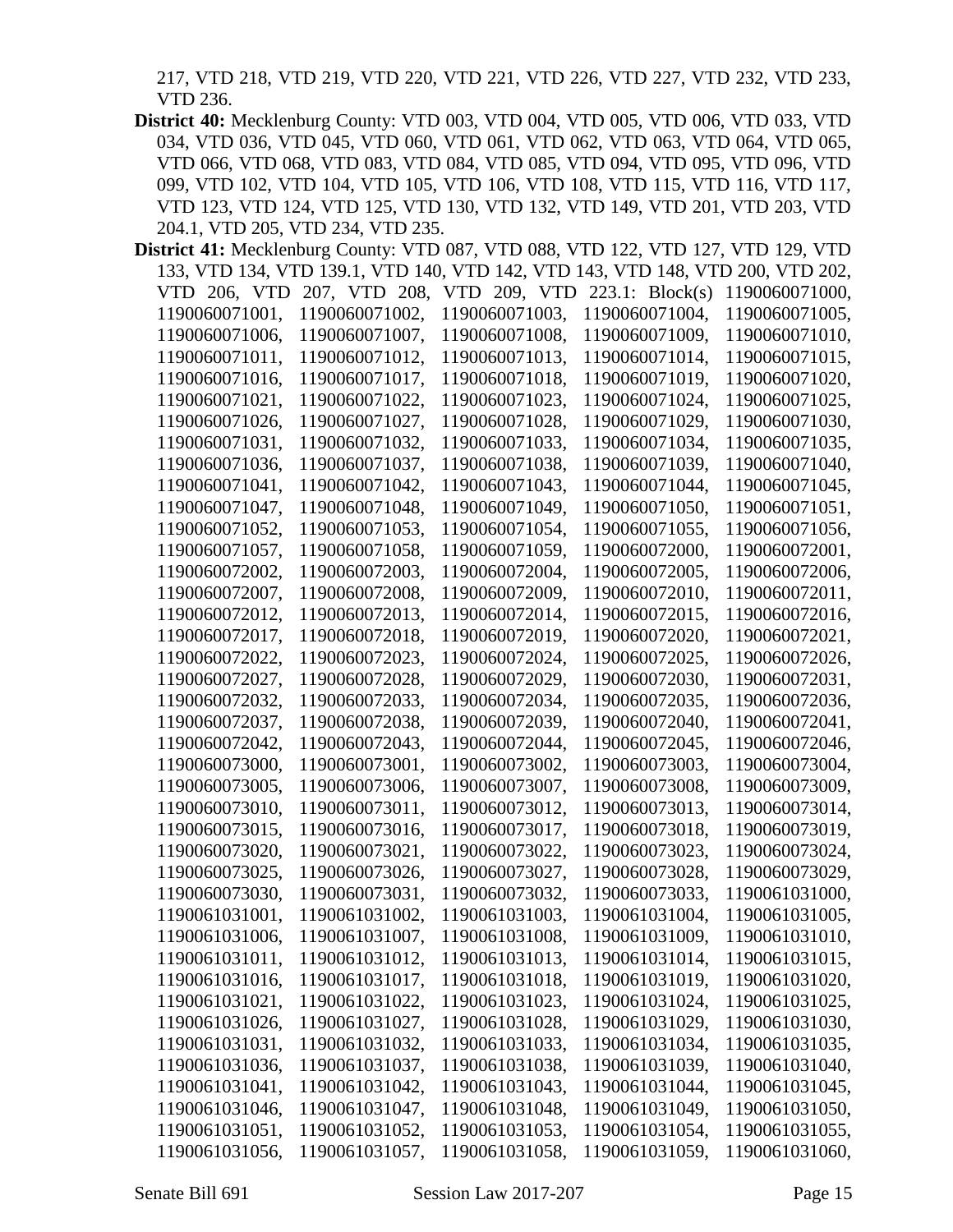217, VTD 218, VTD 219, VTD 220, VTD 221, VTD 226, VTD 227, VTD 232, VTD 233, VTD 236.

**District 40:** Mecklenburg County: VTD 003, VTD 004, VTD 005, VTD 006, VTD 033, VTD 034, VTD 036, VTD 045, VTD 060, VTD 061, VTD 062, VTD 063, VTD 064, VTD 065, VTD 066, VTD 068, VTD 083, VTD 084, VTD 085, VTD 094, VTD 095, VTD 096, VTD 099, VTD 102, VTD 104, VTD 105, VTD 106, VTD 108, VTD 115, VTD 116, VTD 117, VTD 123, VTD 124, VTD 125, VTD 130, VTD 132, VTD 149, VTD 201, VTD 203, VTD 204.1, VTD 205, VTD 234, VTD 235.

**District 41:** Mecklenburg County: VTD 087, VTD 088, VTD 122, VTD 127, VTD 129, VTD 133, VTD 134, VTD 139.1, VTD 140, VTD 142, VTD 143, VTD 148, VTD 200, VTD 202, VTD 206, VTD 207, VTD 208, VTD 209, VTD 223.1: Block(s) 1190060071000, 1190060071001, 1190060071002, 1190060071003, 1190060071004, 1190060071005, 1190060071006, 1190060071007, 1190060071008, 1190060071009, 1190060071010, 1190060071011, 1190060071012, 1190060071013, 1190060071014, 1190060071015, 1190060071016, 1190060071017, 1190060071018, 1190060071019, 1190060071020, 1190060071021, 1190060071022, 1190060071023, 1190060071024, 1190060071025, 1190060071026, 1190060071027, 1190060071028, 1190060071029, 1190060071030, 1190060071031, 1190060071032, 1190060071033, 1190060071034, 1190060071035, 1190060071036, 1190060071037, 1190060071038, 1190060071039, 1190060071040, 1190060071041, 1190060071042, 1190060071043, 1190060071044, 1190060071045, 1190060071047, 1190060071048, 1190060071049, 1190060071050, 1190060071051, 1190060071052, 1190060071053, 1190060071054, 1190060071055, 1190060071056, 1190060071057, 1190060071058, 1190060071059, 1190060072000, 1190060072001, 1190060072002, 1190060072003, 1190060072004, 1190060072005, 1190060072006, 1190060072007, 1190060072008, 1190060072009, 1190060072010, 1190060072011, 1190060072012, 1190060072013, 1190060072014, 1190060072015, 1190060072016, 1190060072017, 1190060072018, 1190060072019, 1190060072020, 1190060072021, 1190060072022, 1190060072023, 1190060072024, 1190060072025, 1190060072026, 1190060072027, 1190060072028, 1190060072029, 1190060072030, 1190060072031, 1190060072032, 1190060072033, 1190060072034, 1190060072035, 1190060072036, 1190060072037, 1190060072038, 1190060072039, 1190060072040, 1190060072041, 1190060072042, 1190060072043, 1190060072044, 1190060072045, 1190060072046, 1190060073000, 1190060073001, 1190060073002, 1190060073003, 1190060073004, 1190060073005, 1190060073006, 1190060073007, 1190060073008, 1190060073009, 1190060073010, 1190060073011, 1190060073012, 1190060073013, 1190060073014, 1190060073015, 1190060073016, 1190060073017, 1190060073018, 1190060073019, 1190060073020, 1190060073021, 1190060073022, 1190060073023, 1190060073024, 1190060073025, 1190060073026, 1190060073027, 1190060073028, 1190060073029, 1190060073030, 1190060073031, 1190060073032, 1190060073033, 1190061031000, 1190061031001, 1190061031002, 1190061031003, 1190061031004, 1190061031005, 1190061031006, 1190061031007, 1190061031008, 1190061031009, 1190061031010, 1190061031011, 1190061031012, 1190061031013, 1190061031014, 1190061031015, 1190061031016, 1190061031017, 1190061031018, 1190061031019, 1190061031020, 1190061031021, 1190061031022, 1190061031023, 1190061031024, 1190061031025, 1190061031026, 1190061031027, 1190061031028, 1190061031029, 1190061031030, 1190061031031, 1190061031032, 1190061031033, 1190061031034, 1190061031035, 1190061031036, 1190061031037, 1190061031038, 1190061031039, 1190061031040, 1190061031041, 1190061031042, 1190061031043, 1190061031044, 1190061031045, 1190061031046, 1190061031047, 1190061031048, 1190061031049, 1190061031050, 1190061031051, 1190061031052, 1190061031053, 1190061031054, 1190061031055, 1190061031056, 1190061031057, 1190061031058, 1190061031059, 1190061031060,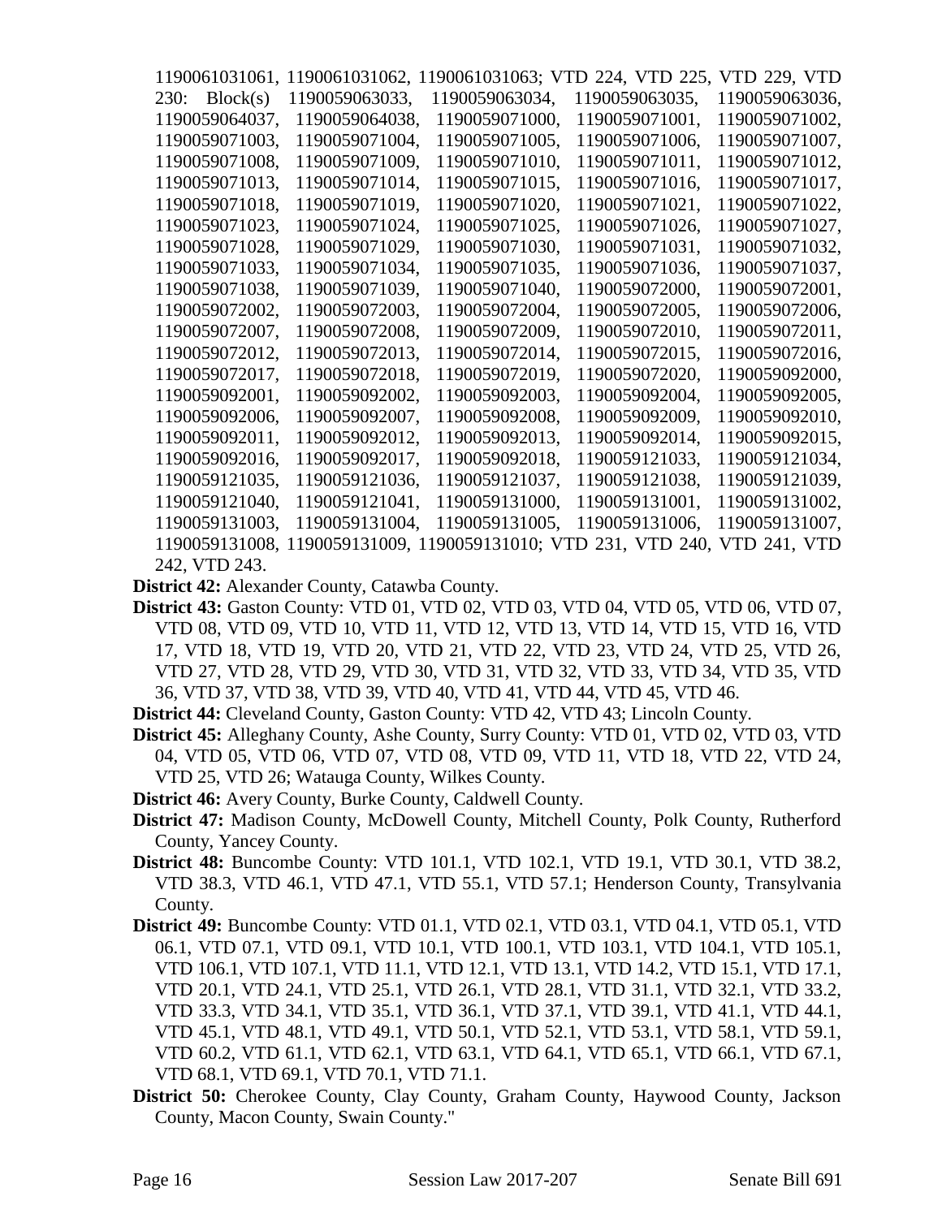1190061031061, 1190061031062, 1190061031063; VTD 224, VTD 225, VTD 229, VTD 230: Block(s) 1190059063033, 1190059063034, 1190059063035, 1190059063036, 1190059064037, 1190059064038, 1190059071000, 1190059071001, 1190059071002, 1190059071003, 1190059071004, 1190059071005, 1190059071006, 1190059071007, 1190059071008, 1190059071009, 1190059071010, 1190059071011, 1190059071012, 1190059071013, 1190059071014, 1190059071015, 1190059071016, 1190059071017, 1190059071018, 1190059071019, 1190059071020, 1190059071021, 1190059071022, 1190059071023, 1190059071024, 1190059071025, 1190059071026, 1190059071027, 1190059071028, 1190059071029, 1190059071030, 1190059071031, 1190059071032, 1190059071033, 1190059071034, 1190059071035, 1190059071036, 1190059071037, 1190059071038, 1190059071039, 1190059071040, 1190059072000, 1190059072001, 1190059072002, 1190059072003, 1190059072004, 1190059072005, 1190059072006, 1190059072007, 1190059072008, 1190059072009, 1190059072010, 1190059072011, 1190059072012, 1190059072013, 1190059072014, 1190059072015, 1190059072016, 1190059072017, 1190059072018, 1190059072019, 1190059072020, 1190059092000, 1190059092001, 1190059092002, 1190059092003, 1190059092004, 1190059092005, 1190059092006, 1190059092007, 1190059092008, 1190059092009, 1190059092010, 1190059092011, 1190059092012, 1190059092013, 1190059092014, 1190059092015, 1190059092016, 1190059092017, 1190059092018, 1190059121033, 1190059121034, 1190059121035, 1190059121036, 1190059121037, 1190059121038, 1190059121039, 1190059121040, 1190059121041, 1190059131000, 1190059131001, 1190059131002, 1190059131003, 1190059131004, 1190059131005, 1190059131006, 1190059131007, 1190059131008, 1190059131009, 1190059131010; VTD 231, VTD 240, VTD 241, VTD 242, VTD 243.

**District 42:** Alexander County, Catawba County.

**District 43:** Gaston County: VTD 01, VTD 02, VTD 03, VTD 04, VTD 05, VTD 06, VTD 07, VTD 08, VTD 09, VTD 10, VTD 11, VTD 12, VTD 13, VTD 14, VTD 15, VTD 16, VTD 17, VTD 18, VTD 19, VTD 20, VTD 21, VTD 22, VTD 23, VTD 24, VTD 25, VTD 26, VTD 27, VTD 28, VTD 29, VTD 30, VTD 31, VTD 32, VTD 33, VTD 34, VTD 35, VTD 36, VTD 37, VTD 38, VTD 39, VTD 40, VTD 41, VTD 44, VTD 45, VTD 46.

**District 44:** Cleveland County, Gaston County: VTD 42, VTD 43; Lincoln County.

**District 45:** Alleghany County, Ashe County, Surry County: VTD 01, VTD 02, VTD 03, VTD 04, VTD 05, VTD 06, VTD 07, VTD 08, VTD 09, VTD 11, VTD 18, VTD 22, VTD 24, VTD 25, VTD 26; Watauga County, Wilkes County.

**District 46:** Avery County, Burke County, Caldwell County.

**District 47:** Madison County, McDowell County, Mitchell County, Polk County, Rutherford County, Yancey County.

**District 48:** Buncombe County: VTD 101.1, VTD 102.1, VTD 19.1, VTD 30.1, VTD 38.2, VTD 38.3, VTD 46.1, VTD 47.1, VTD 55.1, VTD 57.1; Henderson County, Transylvania County.

**District 49:** Buncombe County: VTD 01.1, VTD 02.1, VTD 03.1, VTD 04.1, VTD 05.1, VTD 06.1, VTD 07.1, VTD 09.1, VTD 10.1, VTD 100.1, VTD 103.1, VTD 104.1, VTD 105.1, VTD 106.1, VTD 107.1, VTD 11.1, VTD 12.1, VTD 13.1, VTD 14.2, VTD 15.1, VTD 17.1, VTD 20.1, VTD 24.1, VTD 25.1, VTD 26.1, VTD 28.1, VTD 31.1, VTD 32.1, VTD 33.2, VTD 33.3, VTD 34.1, VTD 35.1, VTD 36.1, VTD 37.1, VTD 39.1, VTD 41.1, VTD 44.1, VTD 45.1, VTD 48.1, VTD 49.1, VTD 50.1, VTD 52.1, VTD 53.1, VTD 58.1, VTD 59.1, VTD 60.2, VTD 61.1, VTD 62.1, VTD 63.1, VTD 64.1, VTD 65.1, VTD 66.1, VTD 67.1, VTD 68.1, VTD 69.1, VTD 70.1, VTD 71.1.

**District 50:** Cherokee County, Clay County, Graham County, Haywood County, Jackson County, Macon County, Swain County."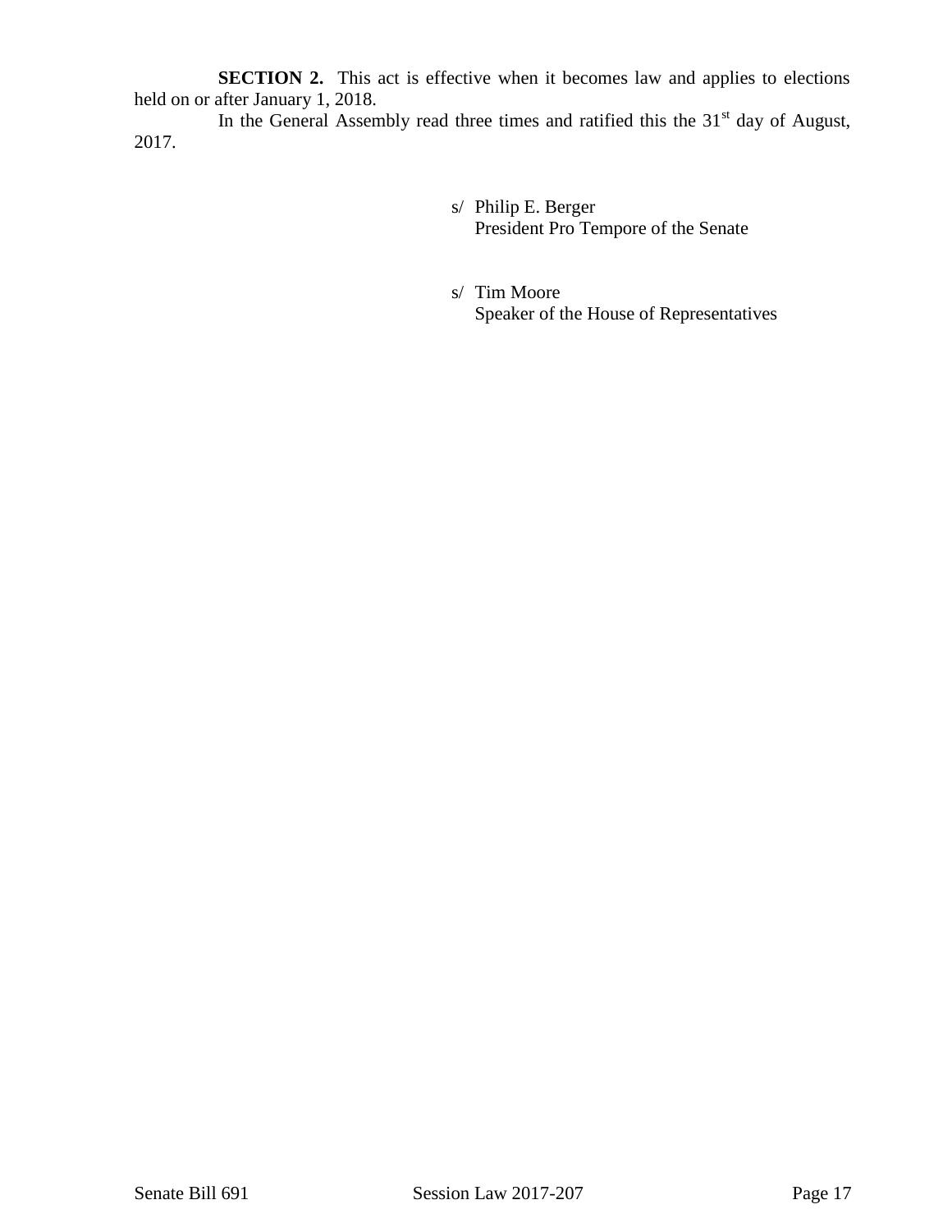**SECTION 2.** This act is effective when it becomes law and applies to elections held on or after January 1, 2018.

In the General Assembly read three times and ratified this the 31st day of August, 2017.

s/ Philip E. Berger
President Pro Tempore of the Senate

s/ Tim Moore
Speaker of the House of Representatives